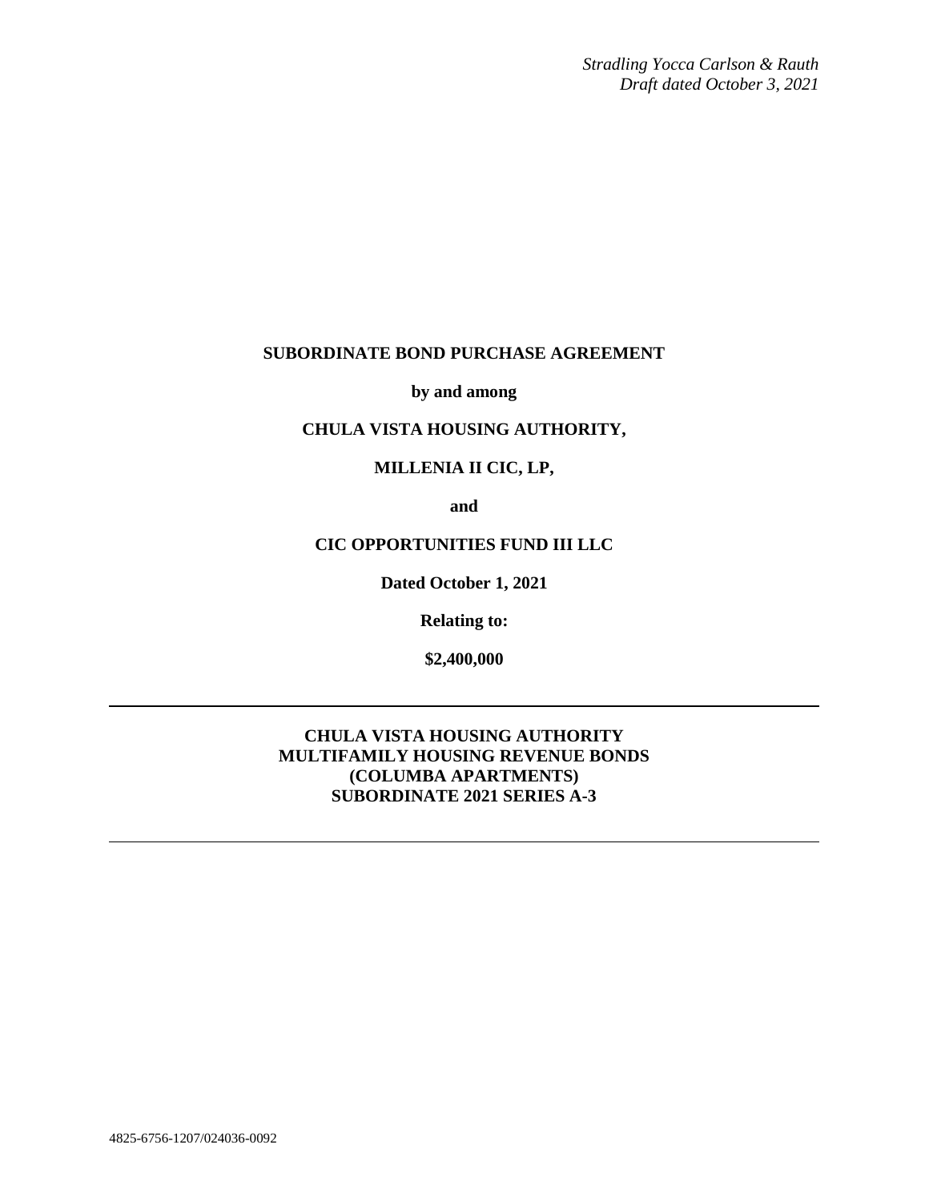*Stradling Yocca Carlson & Rauth*
*Draft dated October 3, 2021*

# SUBORDINATE BOND PURCHASE AGREEMENT

**by and among**

**CHULA VISTA HOUSING AUTHORITY,**

**MILLENIA II CIC, LP,**

**and**

**CIC OPPORTUNITIES FUND III LLC**

**Dated October 1, 2021**

**Relating to:**

**$2,400,000**

---

**CHULA VISTA HOUSING AUTHORITY**
**MULTIFAMILY HOUSING REVENUE BONDS**
**(COLUMBA APARTMENTS)**
**SUBORDINATE 2021 SERIES A-3**

---

4825-6756-1207/024036-0092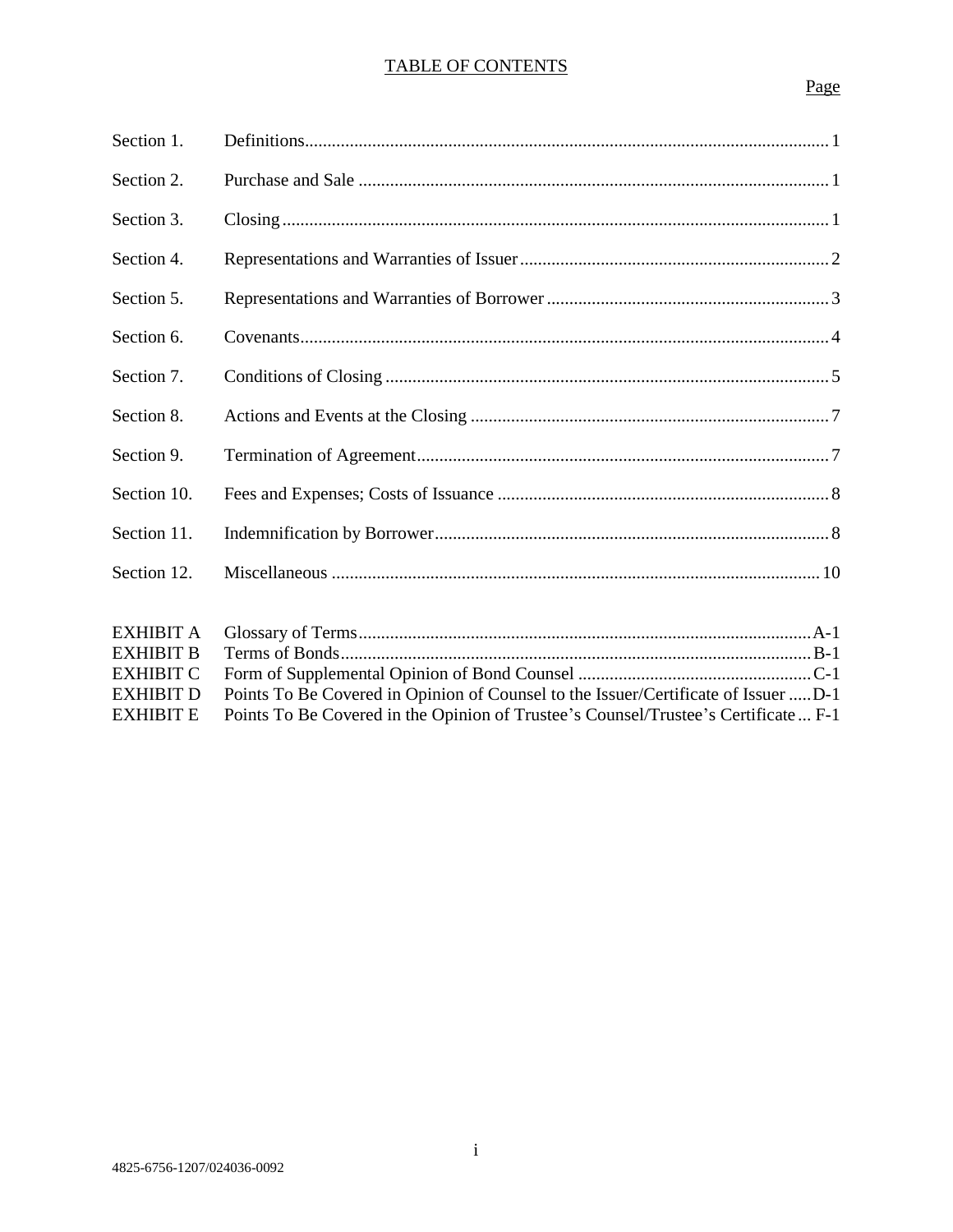# TABLE OF CONTENTS

| | | Page |
|---|---|---|
| Section 1. | Definitions | 1 |
| Section 2. | Purchase and Sale | 1 |
| Section 3. | Closing | 1 |
| Section 4. | Representations and Warranties of Issuer | 2 |
| Section 5. | Representations and Warranties of Borrower | 3 |
| Section 6. | Covenants | 4 |
| Section 7. | Conditions of Closing | 5 |
| Section 8. | Actions and Events at the Closing | 7 |
| Section 9. | Termination of Agreement | 7 |
| Section 10. | Fees and Expenses; Costs of Issuance | 8 |
| Section 11. | Indemnification by Borrower | 8 |
| Section 12. | Miscellaneous | 10 |
| EXHIBIT A | Glossary of Terms | A-1 |
| EXHIBIT B | Terms of Bonds | B-1 |
| EXHIBIT C | Form of Supplemental Opinion of Bond Counsel | C-1 |
| EXHIBIT D | Points To Be Covered in Opinion of Counsel to the Issuer/Certificate of Issuer | D-1 |
| EXHIBIT E | Points To Be Covered in the Opinion of Trustee's Counsel/Trustee's Certificate | F-1 |

4825-6756-1207/024036-0092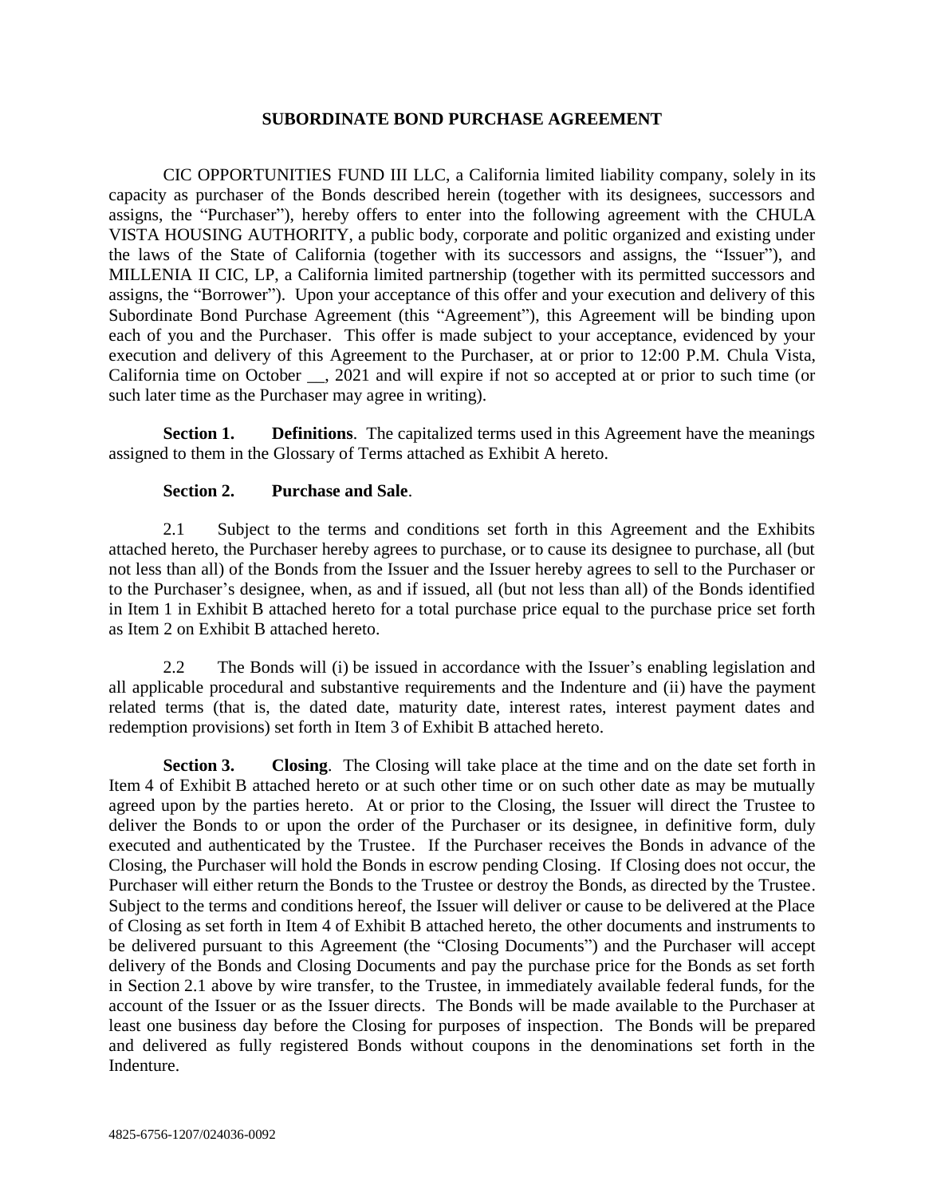## SUBORDINATE BOND PURCHASE AGREEMENT

CIC OPPORTUNITIES FUND III LLC, a California limited liability company, solely in its capacity as purchaser of the Bonds described herein (together with its designees, successors and assigns, the "Purchaser"), hereby offers to enter into the following agreement with the CHULA VISTA HOUSING AUTHORITY, a public body, corporate and politic organized and existing under the laws of the State of California (together with its successors and assigns, the "Issuer"), and MILLENIA II CIC, LP, a California limited partnership (together with its permitted successors and assigns, the "Borrower"). Upon your acceptance of this offer and your execution and delivery of this Subordinate Bond Purchase Agreement (this "Agreement"), this Agreement will be binding upon each of you and the Purchaser. This offer is made subject to your acceptance, evidenced by your execution and delivery of this Agreement to the Purchaser, at or prior to 12:00 P.M. Chula Vista, California time on October __, 2021 and will expire if not so accepted at or prior to such time (or such later time as the Purchaser may agree in writing).

**Section 1. Definitions**. The capitalized terms used in this Agreement have the meanings assigned to them in the Glossary of Terms attached as Exhibit A hereto.

**Section 2. Purchase and Sale**.

2.1 Subject to the terms and conditions set forth in this Agreement and the Exhibits attached hereto, the Purchaser hereby agrees to purchase, or to cause its designee to purchase, all (but not less than all) of the Bonds from the Issuer and the Issuer hereby agrees to sell to the Purchaser or to the Purchaser's designee, when, as and if issued, all (but not less than all) of the Bonds identified in Item 1 in Exhibit B attached hereto for a total purchase price equal to the purchase price set forth as Item 2 on Exhibit B attached hereto.

2.2 The Bonds will (i) be issued in accordance with the Issuer's enabling legislation and all applicable procedural and substantive requirements and the Indenture and (ii) have the payment related terms (that is, the dated date, maturity date, interest rates, interest payment dates and redemption provisions) set forth in Item 3 of Exhibit B attached hereto.

**Section 3. Closing**. The Closing will take place at the time and on the date set forth in Item 4 of Exhibit B attached hereto or at such other time or on such other date as may be mutually agreed upon by the parties hereto. At or prior to the Closing, the Issuer will direct the Trustee to deliver the Bonds to or upon the order of the Purchaser or its designee, in definitive form, duly executed and authenticated by the Trustee. If the Purchaser receives the Bonds in advance of the Closing, the Purchaser will hold the Bonds in escrow pending Closing. If Closing does not occur, the Purchaser will either return the Bonds to the Trustee or destroy the Bonds, as directed by the Trustee. Subject to the terms and conditions hereof, the Issuer will deliver or cause to be delivered at the Place of Closing as set forth in Item 4 of Exhibit B attached hereto, the other documents and instruments to be delivered pursuant to this Agreement (the "Closing Documents") and the Purchaser will accept delivery of the Bonds and Closing Documents and pay the purchase price for the Bonds as set forth in Section 2.1 above by wire transfer, to the Trustee, in immediately available federal funds, for the account of the Issuer or as the Issuer directs. The Bonds will be made available to the Purchaser at least one business day before the Closing for purposes of inspection. The Bonds will be prepared and delivered as fully registered Bonds without coupons in the denominations set forth in the Indenture.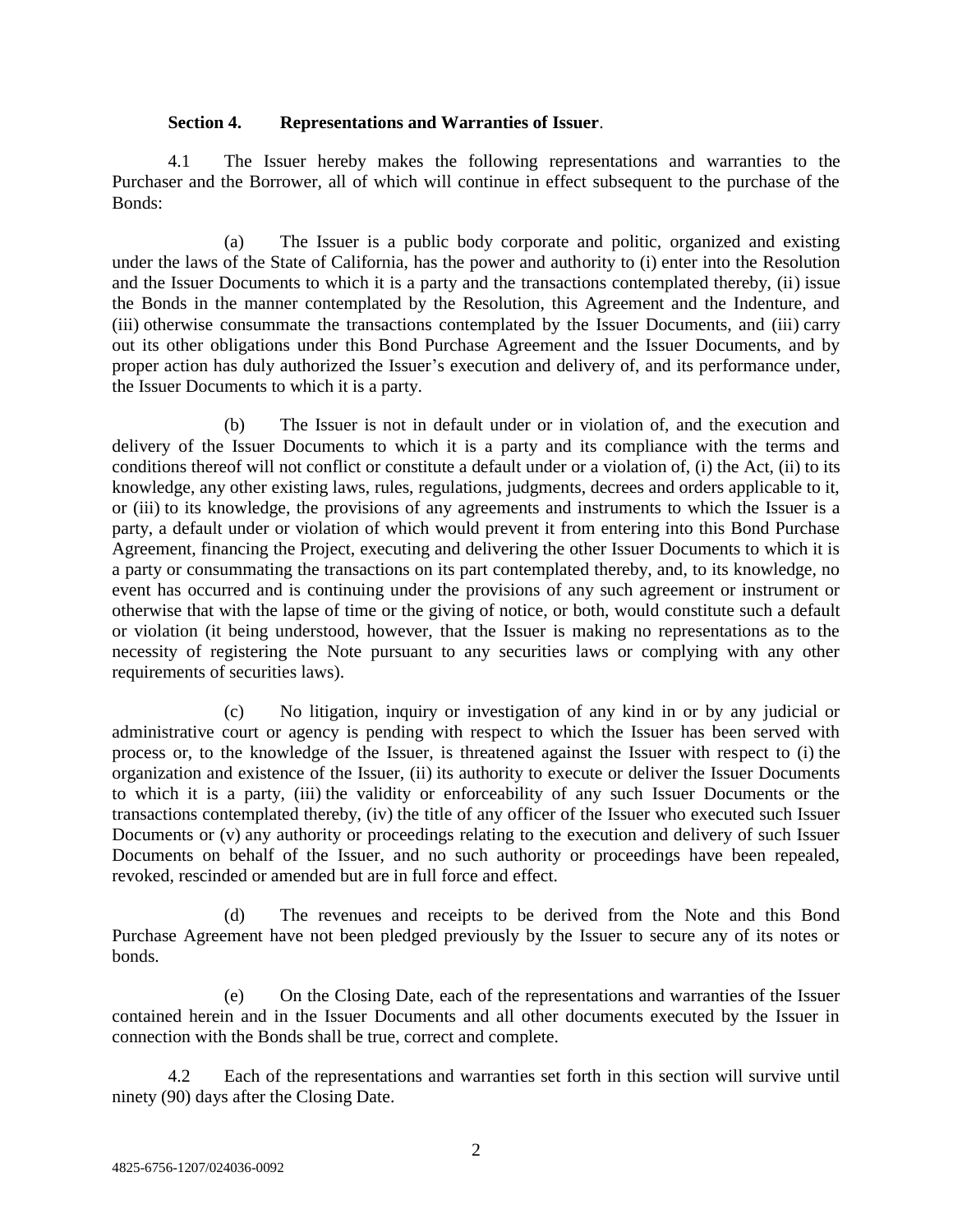**Section 4. Representations and Warranties of Issuer**.

4.1 The Issuer hereby makes the following representations and warranties to the Purchaser and the Borrower, all of which will continue in effect subsequent to the purchase of the Bonds:

(a) The Issuer is a public body corporate and politic, organized and existing under the laws of the State of California, has the power and authority to (i) enter into the Resolution and the Issuer Documents to which it is a party and the transactions contemplated thereby, (ii) issue the Bonds in the manner contemplated by the Resolution, this Agreement and the Indenture, and (iii) otherwise consummate the transactions contemplated by the Issuer Documents, and (iii) carry out its other obligations under this Bond Purchase Agreement and the Issuer Documents, and by proper action has duly authorized the Issuer's execution and delivery of, and its performance under, the Issuer Documents to which it is a party.

(b) The Issuer is not in default under or in violation of, and the execution and delivery of the Issuer Documents to which it is a party and its compliance with the terms and conditions thereof will not conflict or constitute a default under or a violation of, (i) the Act, (ii) to its knowledge, any other existing laws, rules, regulations, judgments, decrees and orders applicable to it, or (iii) to its knowledge, the provisions of any agreements and instruments to which the Issuer is a party, a default under or violation of which would prevent it from entering into this Bond Purchase Agreement, financing the Project, executing and delivering the other Issuer Documents to which it is a party or consummating the transactions on its part contemplated thereby, and, to its knowledge, no event has occurred and is continuing under the provisions of any such agreement or instrument or otherwise that with the lapse of time or the giving of notice, or both, would constitute such a default or violation (it being understood, however, that the Issuer is making no representations as to the necessity of registering the Note pursuant to any securities laws or complying with any other requirements of securities laws).

(c) No litigation, inquiry or investigation of any kind in or by any judicial or administrative court or agency is pending with respect to which the Issuer has been served with process or, to the knowledge of the Issuer, is threatened against the Issuer with respect to (i) the organization and existence of the Issuer, (ii) its authority to execute or deliver the Issuer Documents to which it is a party, (iii) the validity or enforceability of any such Issuer Documents or the transactions contemplated thereby, (iv) the title of any officer of the Issuer who executed such Issuer Documents or (v) any authority or proceedings relating to the execution and delivery of such Issuer Documents on behalf of the Issuer, and no such authority or proceedings have been repealed, revoked, rescinded or amended but are in full force and effect.

(d) The revenues and receipts to be derived from the Note and this Bond Purchase Agreement have not been pledged previously by the Issuer to secure any of its notes or bonds.

(e) On the Closing Date, each of the representations and warranties of the Issuer contained herein and in the Issuer Documents and all other documents executed by the Issuer in connection with the Bonds shall be true, correct and complete.

4.2 Each of the representations and warranties set forth in this section will survive until ninety (90) days after the Closing Date.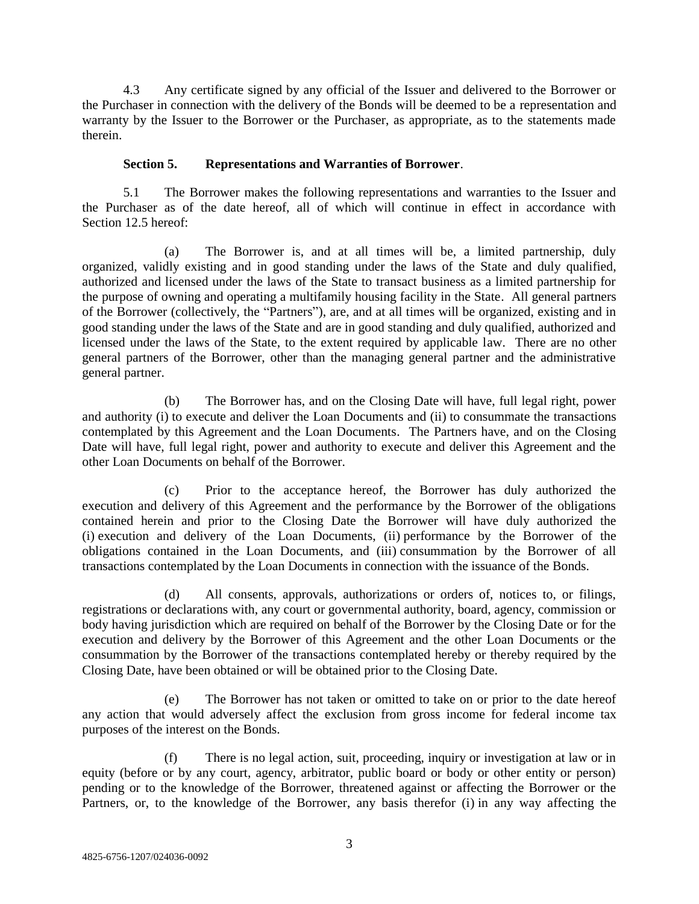4.3 Any certificate signed by any official of the Issuer and delivered to the Borrower or the Purchaser in connection with the delivery of the Bonds will be deemed to be a representation and warranty by the Issuer to the Borrower or the Purchaser, as appropriate, as to the statements made therein.

**Section 5. Representations and Warranties of Borrower**.

5.1 The Borrower makes the following representations and warranties to the Issuer and the Purchaser as of the date hereof, all of which will continue in effect in accordance with Section 12.5 hereof:

(a) The Borrower is, and at all times will be, a limited partnership, duly organized, validly existing and in good standing under the laws of the State and duly qualified, authorized and licensed under the laws of the State to transact business as a limited partnership for the purpose of owning and operating a multifamily housing facility in the State. All general partners of the Borrower (collectively, the "Partners"), are, and at all times will be organized, existing and in good standing under the laws of the State and are in good standing and duly qualified, authorized and licensed under the laws of the State, to the extent required by applicable law. There are no other general partners of the Borrower, other than the managing general partner and the administrative general partner.

(b) The Borrower has, and on the Closing Date will have, full legal right, power and authority (i) to execute and deliver the Loan Documents and (ii) to consummate the transactions contemplated by this Agreement and the Loan Documents. The Partners have, and on the Closing Date will have, full legal right, power and authority to execute and deliver this Agreement and the other Loan Documents on behalf of the Borrower.

(c) Prior to the acceptance hereof, the Borrower has duly authorized the execution and delivery of this Agreement and the performance by the Borrower of the obligations contained herein and prior to the Closing Date the Borrower will have duly authorized the (i) execution and delivery of the Loan Documents, (ii) performance by the Borrower of the obligations contained in the Loan Documents, and (iii) consummation by the Borrower of all transactions contemplated by the Loan Documents in connection with the issuance of the Bonds.

(d) All consents, approvals, authorizations or orders of, notices to, or filings, registrations or declarations with, any court or governmental authority, board, agency, commission or body having jurisdiction which are required on behalf of the Borrower by the Closing Date or for the execution and delivery by the Borrower of this Agreement and the other Loan Documents or the consummation by the Borrower of the transactions contemplated hereby or thereby required by the Closing Date, have been obtained or will be obtained prior to the Closing Date.

(e) The Borrower has not taken or omitted to take on or prior to the date hereof any action that would adversely affect the exclusion from gross income for federal income tax purposes of the interest on the Bonds.

(f) There is no legal action, suit, proceeding, inquiry or investigation at law or in equity (before or by any court, agency, arbitrator, public board or body or other entity or person) pending or to the knowledge of the Borrower, threatened against or affecting the Borrower or the Partners, or, to the knowledge of the Borrower, any basis therefor (i) in any way affecting the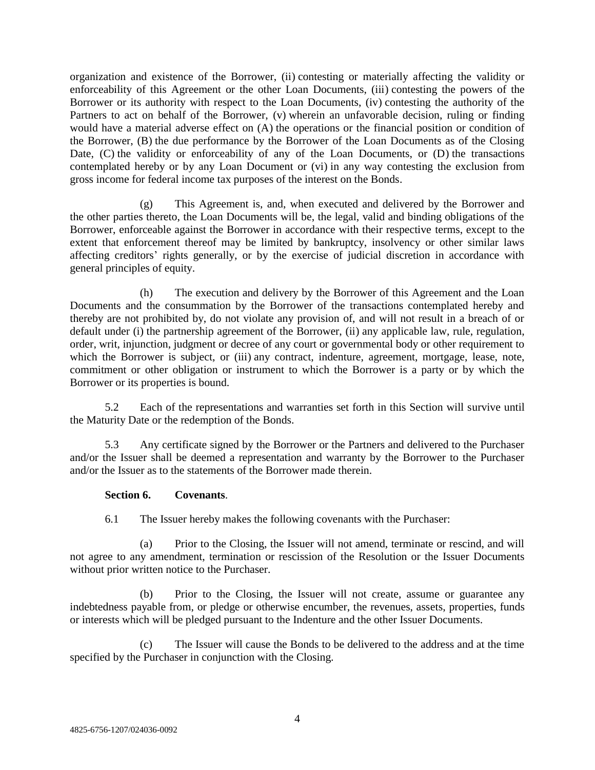organization and existence of the Borrower, (ii) contesting or materially affecting the validity or enforceability of this Agreement or the other Loan Documents, (iii) contesting the powers of the Borrower or its authority with respect to the Loan Documents, (iv) contesting the authority of the Partners to act on behalf of the Borrower, (v) wherein an unfavorable decision, ruling or finding would have a material adverse effect on (A) the operations or the financial position or condition of the Borrower, (B) the due performance by the Borrower of the Loan Documents as of the Closing Date, (C) the validity or enforceability of any of the Loan Documents, or (D) the transactions contemplated hereby or by any Loan Document or (vi) in any way contesting the exclusion from gross income for federal income tax purposes of the interest on the Bonds.

(g) This Agreement is, and, when executed and delivered by the Borrower and the other parties thereto, the Loan Documents will be, the legal, valid and binding obligations of the Borrower, enforceable against the Borrower in accordance with their respective terms, except to the extent that enforcement thereof may be limited by bankruptcy, insolvency or other similar laws affecting creditors' rights generally, or by the exercise of judicial discretion in accordance with general principles of equity.

(h) The execution and delivery by the Borrower of this Agreement and the Loan Documents and the consummation by the Borrower of the transactions contemplated hereby and thereby are not prohibited by, do not violate any provision of, and will not result in a breach of or default under (i) the partnership agreement of the Borrower, (ii) any applicable law, rule, regulation, order, writ, injunction, judgment or decree of any court or governmental body or other requirement to which the Borrower is subject, or (iii) any contract, indenture, agreement, mortgage, lease, note, commitment or other obligation or instrument to which the Borrower is a party or by which the Borrower or its properties is bound.

5.2 Each of the representations and warranties set forth in this Section will survive until the Maturity Date or the redemption of the Bonds.

5.3 Any certificate signed by the Borrower or the Partners and delivered to the Purchaser and/or the Issuer shall be deemed a representation and warranty by the Borrower to the Purchaser and/or the Issuer as to the statements of the Borrower made therein.

**Section 6. Covenants**.

6.1 The Issuer hereby makes the following covenants with the Purchaser:

(a) Prior to the Closing, the Issuer will not amend, terminate or rescind, and will not agree to any amendment, termination or rescission of the Resolution or the Issuer Documents without prior written notice to the Purchaser.

(b) Prior to the Closing, the Issuer will not create, assume or guarantee any indebtedness payable from, or pledge or otherwise encumber, the revenues, assets, properties, funds or interests which will be pledged pursuant to the Indenture and the other Issuer Documents.

(c) The Issuer will cause the Bonds to be delivered to the address and at the time specified by the Purchaser in conjunction with the Closing.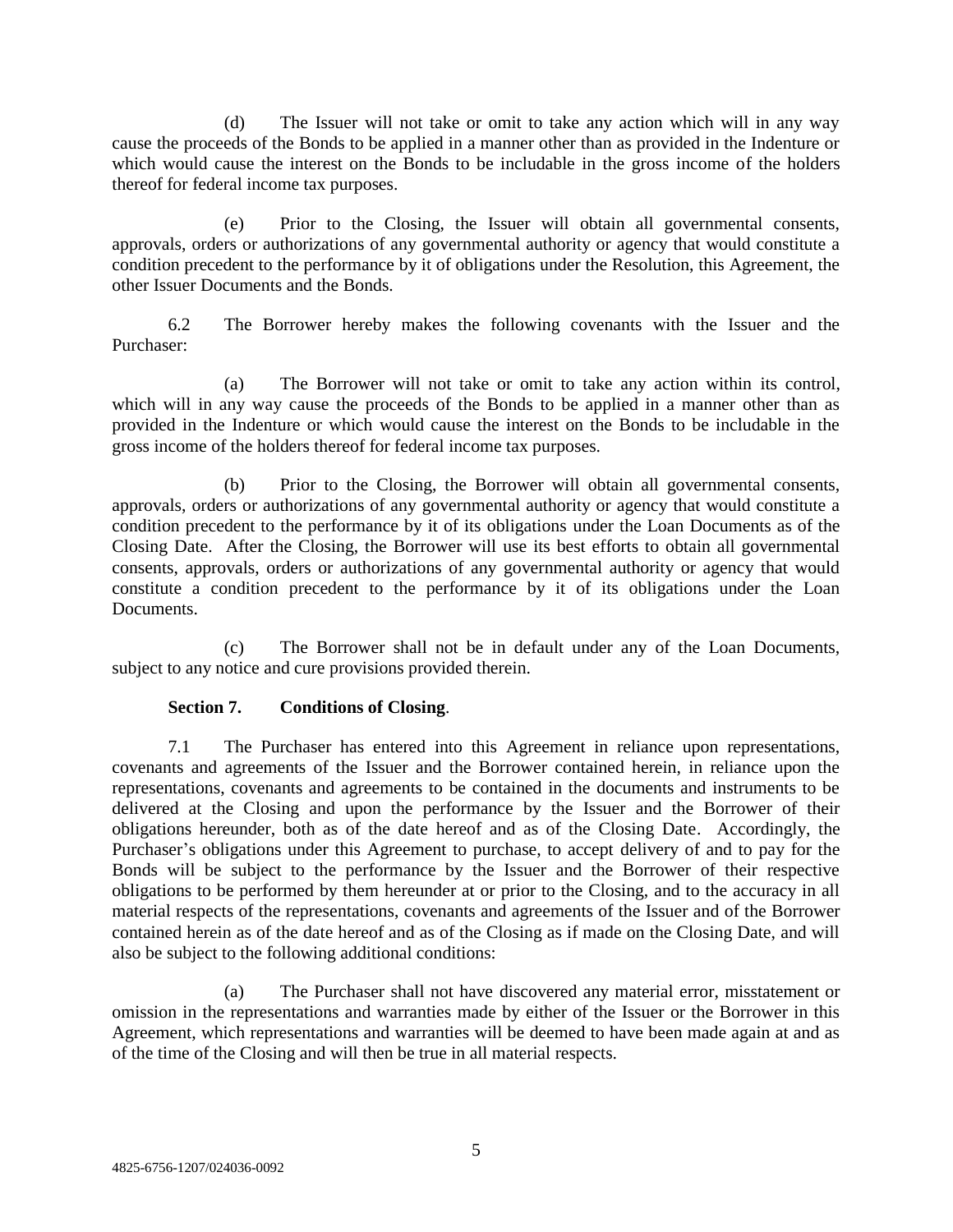(d) The Issuer will not take or omit to take any action which will in any way cause the proceeds of the Bonds to be applied in a manner other than as provided in the Indenture or which would cause the interest on the Bonds to be includable in the gross income of the holders thereof for federal income tax purposes.

(e) Prior to the Closing, the Issuer will obtain all governmental consents, approvals, orders or authorizations of any governmental authority or agency that would constitute a condition precedent to the performance by it of obligations under the Resolution, this Agreement, the other Issuer Documents and the Bonds.

6.2 The Borrower hereby makes the following covenants with the Issuer and the Purchaser:

(a) The Borrower will not take or omit to take any action within its control, which will in any way cause the proceeds of the Bonds to be applied in a manner other than as provided in the Indenture or which would cause the interest on the Bonds to be includable in the gross income of the holders thereof for federal income tax purposes.

(b) Prior to the Closing, the Borrower will obtain all governmental consents, approvals, orders or authorizations of any governmental authority or agency that would constitute a condition precedent to the performance by it of its obligations under the Loan Documents as of the Closing Date. After the Closing, the Borrower will use its best efforts to obtain all governmental consents, approvals, orders or authorizations of any governmental authority or agency that would constitute a condition precedent to the performance by it of its obligations under the Loan Documents.

(c) The Borrower shall not be in default under any of the Loan Documents, subject to any notice and cure provisions provided therein.

**Section 7. Conditions of Closing**.

7.1 The Purchaser has entered into this Agreement in reliance upon representations, covenants and agreements of the Issuer and the Borrower contained herein, in reliance upon the representations, covenants and agreements to be contained in the documents and instruments to be delivered at the Closing and upon the performance by the Issuer and the Borrower of their obligations hereunder, both as of the date hereof and as of the Closing Date. Accordingly, the Purchaser's obligations under this Agreement to purchase, to accept delivery of and to pay for the Bonds will be subject to the performance by the Issuer and the Borrower of their respective obligations to be performed by them hereunder at or prior to the Closing, and to the accuracy in all material respects of the representations, covenants and agreements of the Issuer and of the Borrower contained herein as of the date hereof and as of the Closing as if made on the Closing Date, and will also be subject to the following additional conditions:

(a) The Purchaser shall not have discovered any material error, misstatement or omission in the representations and warranties made by either of the Issuer or the Borrower in this Agreement, which representations and warranties will be deemed to have been made again at and as of the time of the Closing and will then be true in all material respects.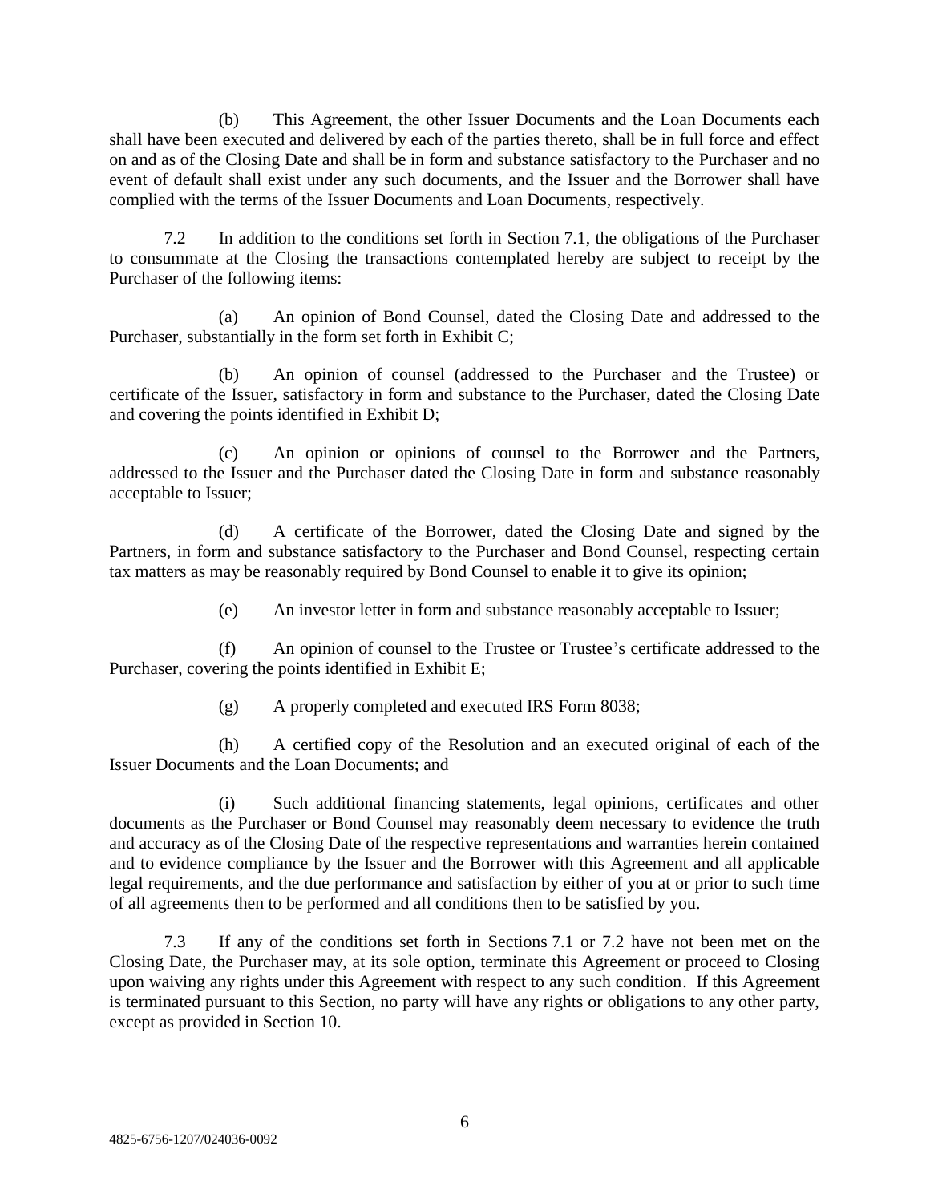(b) This Agreement, the other Issuer Documents and the Loan Documents each shall have been executed and delivered by each of the parties thereto, shall be in full force and effect on and as of the Closing Date and shall be in form and substance satisfactory to the Purchaser and no event of default shall exist under any such documents, and the Issuer and the Borrower shall have complied with the terms of the Issuer Documents and Loan Documents, respectively.

7.2 In addition to the conditions set forth in Section 7.1, the obligations of the Purchaser to consummate at the Closing the transactions contemplated hereby are subject to receipt by the Purchaser of the following items:

(a) An opinion of Bond Counsel, dated the Closing Date and addressed to the Purchaser, substantially in the form set forth in Exhibit C;

(b) An opinion of counsel (addressed to the Purchaser and the Trustee) or certificate of the Issuer, satisfactory in form and substance to the Purchaser, dated the Closing Date and covering the points identified in Exhibit D;

(c) An opinion or opinions of counsel to the Borrower and the Partners, addressed to the Issuer and the Purchaser dated the Closing Date in form and substance reasonably acceptable to Issuer;

(d) A certificate of the Borrower, dated the Closing Date and signed by the Partners, in form and substance satisfactory to the Purchaser and Bond Counsel, respecting certain tax matters as may be reasonably required by Bond Counsel to enable it to give its opinion;

(e) An investor letter in form and substance reasonably acceptable to Issuer;

(f) An opinion of counsel to the Trustee or Trustee's certificate addressed to the Purchaser, covering the points identified in Exhibit E;

(g) A properly completed and executed IRS Form 8038;

(h) A certified copy of the Resolution and an executed original of each of the Issuer Documents and the Loan Documents; and

(i) Such additional financing statements, legal opinions, certificates and other documents as the Purchaser or Bond Counsel may reasonably deem necessary to evidence the truth and accuracy as of the Closing Date of the respective representations and warranties herein contained and to evidence compliance by the Issuer and the Borrower with this Agreement and all applicable legal requirements, and the due performance and satisfaction by either of you at or prior to such time of all agreements then to be performed and all conditions then to be satisfied by you.

7.3 If any of the conditions set forth in Sections 7.1 or 7.2 have not been met on the Closing Date, the Purchaser may, at its sole option, terminate this Agreement or proceed to Closing upon waiving any rights under this Agreement with respect to any such condition. If this Agreement is terminated pursuant to this Section, no party will have any rights or obligations to any other party, except as provided in Section 10.

4825-6756-1207/024036-0092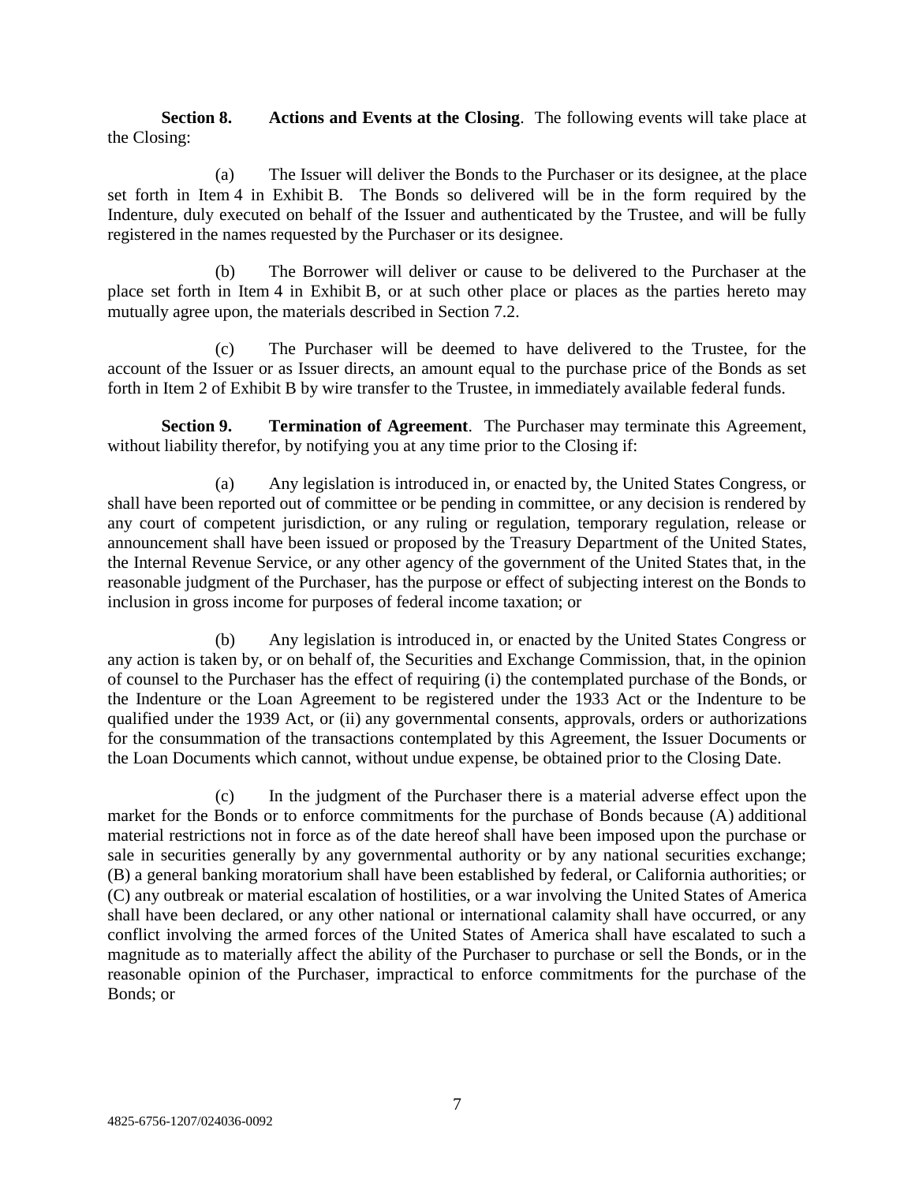**Section 8.** **Actions and Events at the Closing**. The following events will take place at the Closing:

(a) The Issuer will deliver the Bonds to the Purchaser or its designee, at the place set forth in Item 4 in Exhibit B. The Bonds so delivered will be in the form required by the Indenture, duly executed on behalf of the Issuer and authenticated by the Trustee, and will be fully registered in the names requested by the Purchaser or its designee.

(b) The Borrower will deliver or cause to be delivered to the Purchaser at the place set forth in Item 4 in Exhibit B, or at such other place or places as the parties hereto may mutually agree upon, the materials described in Section 7.2.

(c) The Purchaser will be deemed to have delivered to the Trustee, for the account of the Issuer or as Issuer directs, an amount equal to the purchase price of the Bonds as set forth in Item 2 of Exhibit B by wire transfer to the Trustee, in immediately available federal funds.

**Section 9.** **Termination of Agreement**. The Purchaser may terminate this Agreement, without liability therefor, by notifying you at any time prior to the Closing if:

(a) Any legislation is introduced in, or enacted by, the United States Congress, or shall have been reported out of committee or be pending in committee, or any decision is rendered by any court of competent jurisdiction, or any ruling or regulation, temporary regulation, release or announcement shall have been issued or proposed by the Treasury Department of the United States, the Internal Revenue Service, or any other agency of the government of the United States that, in the reasonable judgment of the Purchaser, has the purpose or effect of subjecting interest on the Bonds to inclusion in gross income for purposes of federal income taxation; or

(b) Any legislation is introduced in, or enacted by the United States Congress or any action is taken by, or on behalf of, the Securities and Exchange Commission, that, in the opinion of counsel to the Purchaser has the effect of requiring (i) the contemplated purchase of the Bonds, or the Indenture or the Loan Agreement to be registered under the 1933 Act or the Indenture to be qualified under the 1939 Act, or (ii) any governmental consents, approvals, orders or authorizations for the consummation of the transactions contemplated by this Agreement, the Issuer Documents or the Loan Documents which cannot, without undue expense, be obtained prior to the Closing Date.

(c) In the judgment of the Purchaser there is a material adverse effect upon the market for the Bonds or to enforce commitments for the purchase of Bonds because (A) additional material restrictions not in force as of the date hereof shall have been imposed upon the purchase or sale in securities generally by any governmental authority or by any national securities exchange; (B) a general banking moratorium shall have been established by federal, or California authorities; or (C) any outbreak or material escalation of hostilities, or a war involving the United States of America shall have been declared, or any other national or international calamity shall have occurred, or any conflict involving the armed forces of the United States of America shall have escalated to such a magnitude as to materially affect the ability of the Purchaser to purchase or sell the Bonds, or in the reasonable opinion of the Purchaser, impractical to enforce commitments for the purchase of the Bonds; or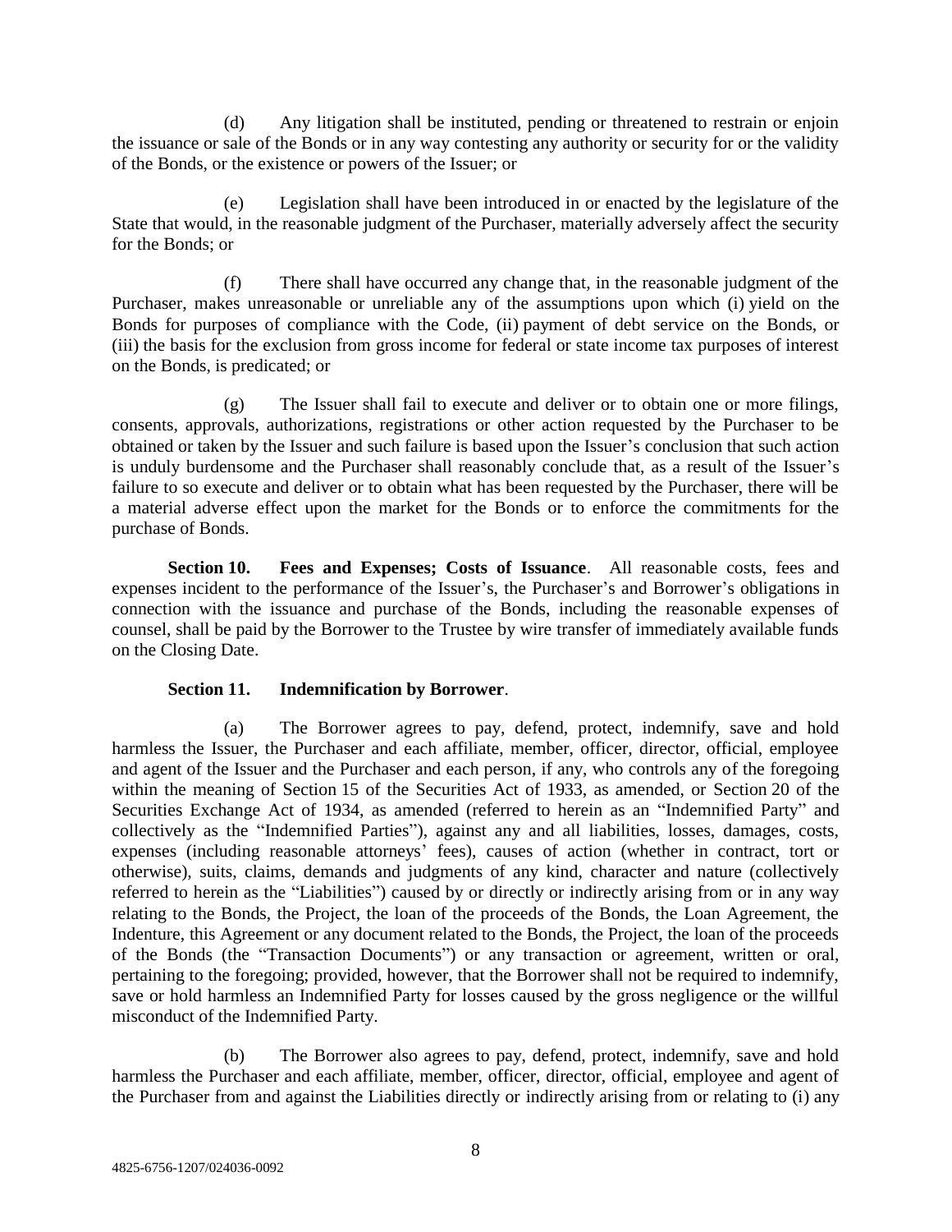(d) Any litigation shall be instituted, pending or threatened to restrain or enjoin the issuance or sale of the Bonds or in any way contesting any authority or security for or the validity of the Bonds, or the existence or powers of the Issuer; or

(e) Legislation shall have been introduced in or enacted by the legislature of the State that would, in the reasonable judgment of the Purchaser, materially adversely affect the security for the Bonds; or

(f) There shall have occurred any change that, in the reasonable judgment of the Purchaser, makes unreasonable or unreliable any of the assumptions upon which (i) yield on the Bonds for purposes of compliance with the Code, (ii) payment of debt service on the Bonds, or (iii) the basis for the exclusion from gross income for federal or state income tax purposes of interest on the Bonds, is predicated; or

(g) The Issuer shall fail to execute and deliver or to obtain one or more filings, consents, approvals, authorizations, registrations or other action requested by the Purchaser to be obtained or taken by the Issuer and such failure is based upon the Issuer's conclusion that such action is unduly burdensome and the Purchaser shall reasonably conclude that, as a result of the Issuer's failure to so execute and deliver or to obtain what has been requested by the Purchaser, there will be a material adverse effect upon the market for the Bonds or to enforce the commitments for the purchase of Bonds.

**Section 10. Fees and Expenses; Costs of Issuance**. All reasonable costs, fees and expenses incident to the performance of the Issuer's, the Purchaser's and Borrower's obligations in connection with the issuance and purchase of the Bonds, including the reasonable expenses of counsel, shall be paid by the Borrower to the Trustee by wire transfer of immediately available funds on the Closing Date.

**Section 11. Indemnification by Borrower**.

(a) The Borrower agrees to pay, defend, protect, indemnify, save and hold harmless the Issuer, the Purchaser and each affiliate, member, officer, director, official, employee and agent of the Issuer and the Purchaser and each person, if any, who controls any of the foregoing within the meaning of Section 15 of the Securities Act of 1933, as amended, or Section 20 of the Securities Exchange Act of 1934, as amended (referred to herein as an "Indemnified Party" and collectively as the "Indemnified Parties"), against any and all liabilities, losses, damages, costs, expenses (including reasonable attorneys' fees), causes of action (whether in contract, tort or otherwise), suits, claims, demands and judgments of any kind, character and nature (collectively referred to herein as the "Liabilities") caused by or directly or indirectly arising from or in any way relating to the Bonds, the Project, the loan of the proceeds of the Bonds, the Loan Agreement, the Indenture, this Agreement or any document related to the Bonds, the Project, the loan of the proceeds of the Bonds (the "Transaction Documents") or any transaction or agreement, written or oral, pertaining to the foregoing; provided, however, that the Borrower shall not be required to indemnify, save or hold harmless an Indemnified Party for losses caused by the gross negligence or the willful misconduct of the Indemnified Party.

(b) The Borrower also agrees to pay, defend, protect, indemnify, save and hold harmless the Purchaser and each affiliate, member, officer, director, official, employee and agent of the Purchaser from and against the Liabilities directly or indirectly arising from or relating to (i) any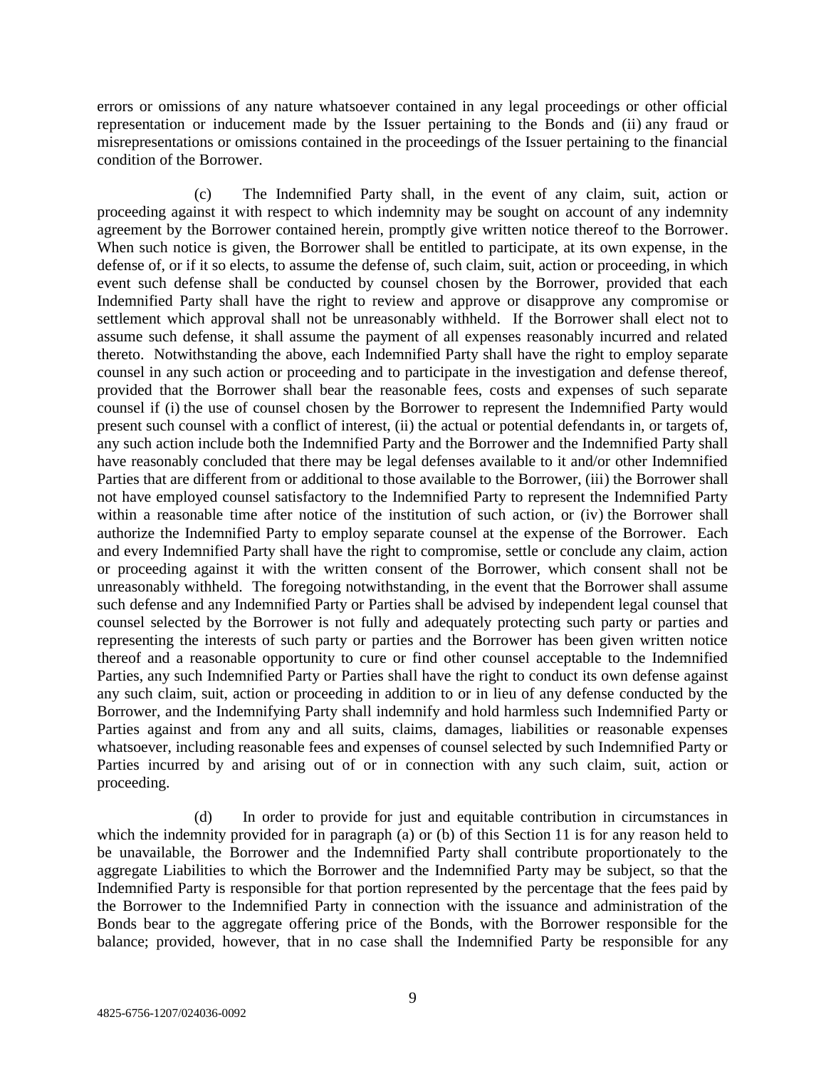errors or omissions of any nature whatsoever contained in any legal proceedings or other official representation or inducement made by the Issuer pertaining to the Bonds and (ii) any fraud or misrepresentations or omissions contained in the proceedings of the Issuer pertaining to the financial condition of the Borrower.

(c) The Indemnified Party shall, in the event of any claim, suit, action or proceeding against it with respect to which indemnity may be sought on account of any indemnity agreement by the Borrower contained herein, promptly give written notice thereof to the Borrower. When such notice is given, the Borrower shall be entitled to participate, at its own expense, in the defense of, or if it so elects, to assume the defense of, such claim, suit, action or proceeding, in which event such defense shall be conducted by counsel chosen by the Borrower, provided that each Indemnified Party shall have the right to review and approve or disapprove any compromise or settlement which approval shall not be unreasonably withheld. If the Borrower shall elect not to assume such defense, it shall assume the payment of all expenses reasonably incurred and related thereto. Notwithstanding the above, each Indemnified Party shall have the right to employ separate counsel in any such action or proceeding and to participate in the investigation and defense thereof, provided that the Borrower shall bear the reasonable fees, costs and expenses of such separate counsel if (i) the use of counsel chosen by the Borrower to represent the Indemnified Party would present such counsel with a conflict of interest, (ii) the actual or potential defendants in, or targets of, any such action include both the Indemnified Party and the Borrower and the Indemnified Party shall have reasonably concluded that there may be legal defenses available to it and/or other Indemnified Parties that are different from or additional to those available to the Borrower, (iii) the Borrower shall not have employed counsel satisfactory to the Indemnified Party to represent the Indemnified Party within a reasonable time after notice of the institution of such action, or (iv) the Borrower shall authorize the Indemnified Party to employ separate counsel at the expense of the Borrower. Each and every Indemnified Party shall have the right to compromise, settle or conclude any claim, action or proceeding against it with the written consent of the Borrower, which consent shall not be unreasonably withheld. The foregoing notwithstanding, in the event that the Borrower shall assume such defense and any Indemnified Party or Parties shall be advised by independent legal counsel that counsel selected by the Borrower is not fully and adequately protecting such party or parties and representing the interests of such party or parties and the Borrower has been given written notice thereof and a reasonable opportunity to cure or find other counsel acceptable to the Indemnified Parties, any such Indemnified Party or Parties shall have the right to conduct its own defense against any such claim, suit, action or proceeding in addition to or in lieu of any defense conducted by the Borrower, and the Indemnifying Party shall indemnify and hold harmless such Indemnified Party or Parties against and from any and all suits, claims, damages, liabilities or reasonable expenses whatsoever, including reasonable fees and expenses of counsel selected by such Indemnified Party or Parties incurred by and arising out of or in connection with any such claim, suit, action or proceeding.

(d) In order to provide for just and equitable contribution in circumstances in which the indemnity provided for in paragraph (a) or (b) of this Section 11 is for any reason held to be unavailable, the Borrower and the Indemnified Party shall contribute proportionately to the aggregate Liabilities to which the Borrower and the Indemnified Party may be subject, so that the Indemnified Party is responsible for that portion represented by the percentage that the fees paid by the Borrower to the Indemnified Party in connection with the issuance and administration of the Bonds bear to the aggregate offering price of the Bonds, with the Borrower responsible for the balance; provided, however, that in no case shall the Indemnified Party be responsible for any

4825-6756-1207/024036-0092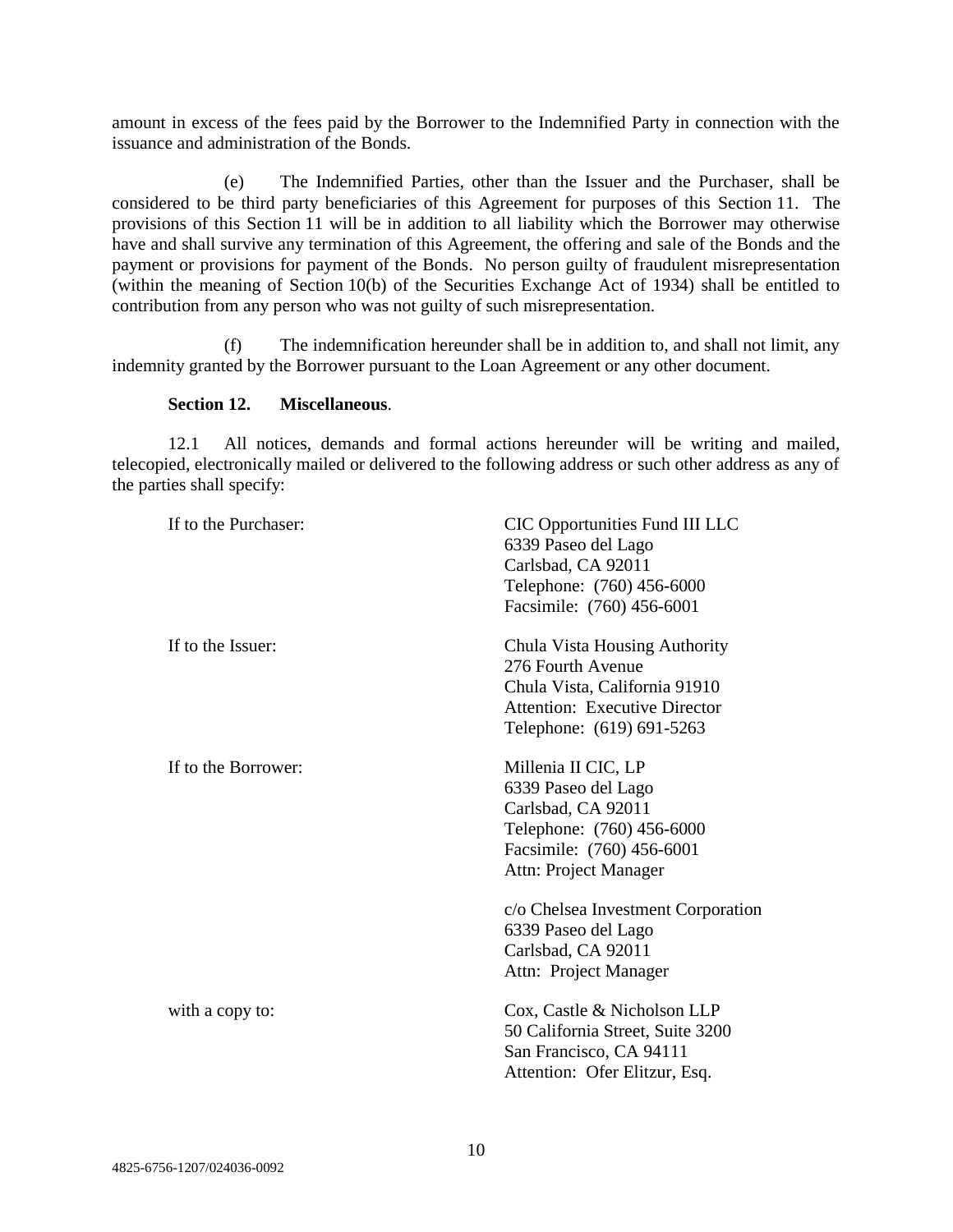amount in excess of the fees paid by the Borrower to the Indemnified Party in connection with the issuance and administration of the Bonds.

(e) The Indemnified Parties, other than the Issuer and the Purchaser, shall be considered to be third party beneficiaries of this Agreement for purposes of this Section 11. The provisions of this Section 11 will be in addition to all liability which the Borrower may otherwise have and shall survive any termination of this Agreement, the offering and sale of the Bonds and the payment or provisions for payment of the Bonds. No person guilty of fraudulent misrepresentation (within the meaning of Section 10(b) of the Securities Exchange Act of 1934) shall be entitled to contribution from any person who was not guilty of such misrepresentation.

(f) The indemnification hereunder shall be in addition to, and shall not limit, any indemnity granted by the Borrower pursuant to the Loan Agreement or any other document.

**Section 12. Miscellaneous**.

12.1 All notices, demands and formal actions hereunder will be writing and mailed, telecopied, electronically mailed or delivered to the following address or such other address as any of the parties shall specify:

If to the Purchaser:

CIC Opportunities Fund III LLC
6339 Paseo del Lago
Carlsbad, CA 92011
Telephone: (760) 456-6000
Facsimile: (760) 456-6001

If to the Issuer:

Chula Vista Housing Authority
276 Fourth Avenue
Chula Vista, California 91910
Attention: Executive Director
Telephone: (619) 691-5263

If to the Borrower:

Millenia II CIC, LP
6339 Paseo del Lago
Carlsbad, CA 92011
Telephone: (760) 456-6000
Facsimile: (760) 456-6001
Attn: Project Manager

c/o Chelsea Investment Corporation
6339 Paseo del Lago
Carlsbad, CA 92011
Attn: Project Manager

with a copy to:

Cox, Castle & Nicholson LLP
50 California Street, Suite 3200
San Francisco, CA 94111
Attention: Ofer Elitzur, Esq.

4825-6756-1207/024036-0092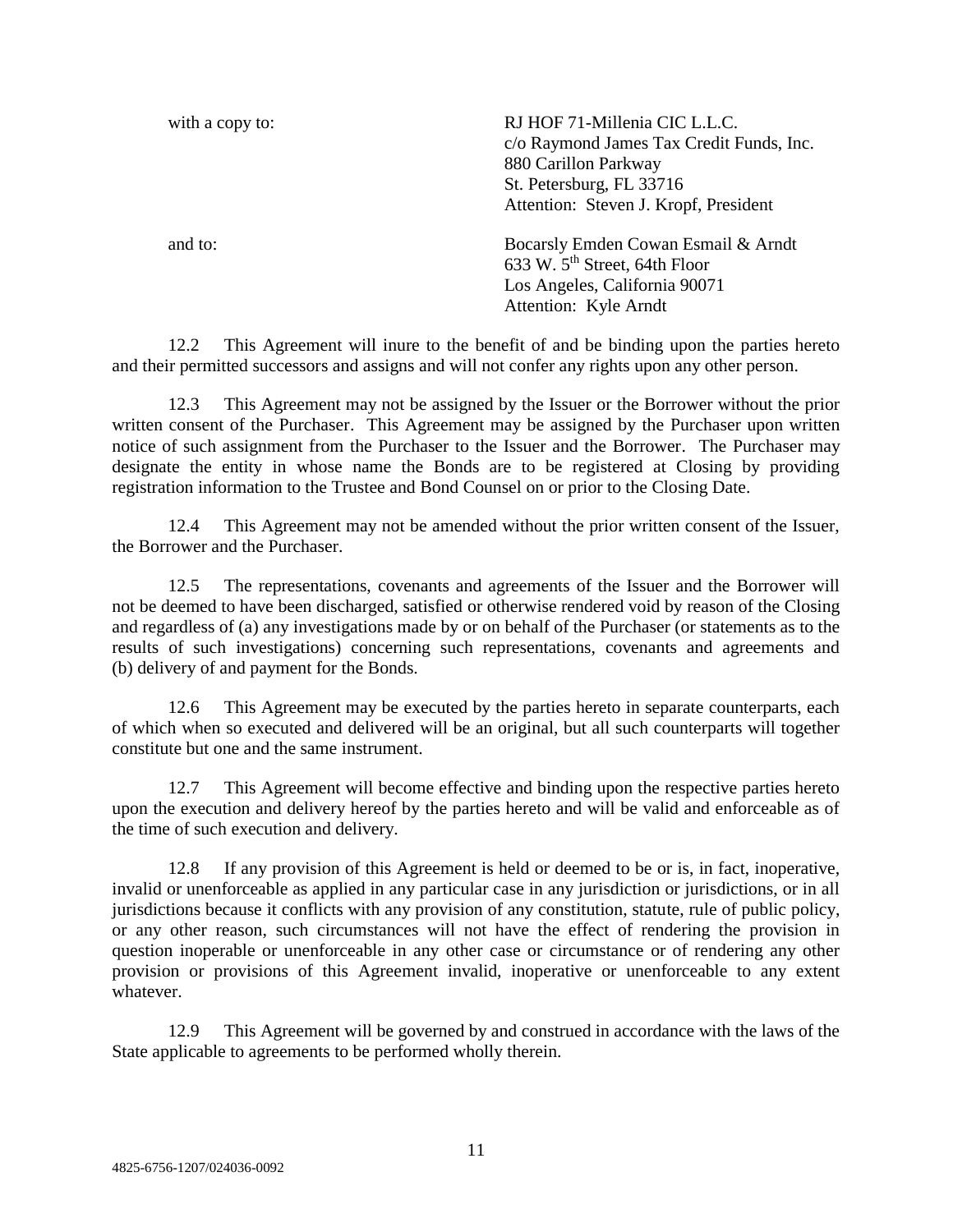with a copy to: RJ HOF 71-Millenia CIC L.L.C.
c/o Raymond James Tax Credit Funds, Inc.
880 Carillon Parkway
St. Petersburg, FL 33716
Attention: Steven J. Kropf, President

and to: Bocarsly Emden Cowan Esmail & Arndt
633 W. 5th Street, 64th Floor
Los Angeles, California 90071
Attention: Kyle Arndt

12.2 This Agreement will inure to the benefit of and be binding upon the parties hereto and their permitted successors and assigns and will not confer any rights upon any other person.

12.3 This Agreement may not be assigned by the Issuer or the Borrower without the prior written consent of the Purchaser. This Agreement may be assigned by the Purchaser upon written notice of such assignment from the Purchaser to the Issuer and the Borrower. The Purchaser may designate the entity in whose name the Bonds are to be registered at Closing by providing registration information to the Trustee and Bond Counsel on or prior to the Closing Date.

12.4 This Agreement may not be amended without the prior written consent of the Issuer, the Borrower and the Purchaser.

12.5 The representations, covenants and agreements of the Issuer and the Borrower will not be deemed to have been discharged, satisfied or otherwise rendered void by reason of the Closing and regardless of (a) any investigations made by or on behalf of the Purchaser (or statements as to the results of such investigations) concerning such representations, covenants and agreements and (b) delivery of and payment for the Bonds.

12.6 This Agreement may be executed by the parties hereto in separate counterparts, each of which when so executed and delivered will be an original, but all such counterparts will together constitute but one and the same instrument.

12.7 This Agreement will become effective and binding upon the respective parties hereto upon the execution and delivery hereof by the parties hereto and will be valid and enforceable as of the time of such execution and delivery.

12.8 If any provision of this Agreement is held or deemed to be or is, in fact, inoperative, invalid or unenforceable as applied in any particular case in any jurisdiction or jurisdictions, or in all jurisdictions because it conflicts with any provision of any constitution, statute, rule of public policy, or any other reason, such circumstances will not have the effect of rendering the provision in question inoperable or unenforceable in any other case or circumstance or of rendering any other provision or provisions of this Agreement invalid, inoperative or unenforceable to any extent whatever.

12.9 This Agreement will be governed by and construed in accordance with the laws of the State applicable to agreements to be performed wholly therein.

4825-6756-1207/024036-0092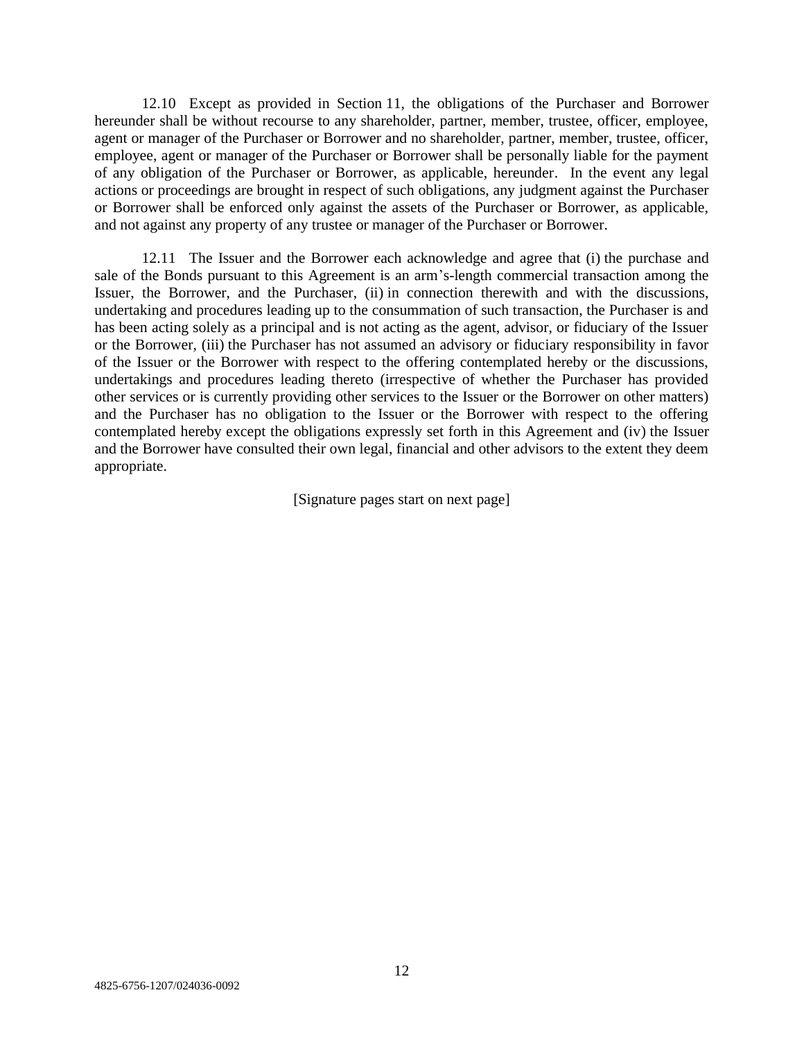12.10 Except as provided in Section 11, the obligations of the Purchaser and Borrower hereunder shall be without recourse to any shareholder, partner, member, trustee, officer, employee, agent or manager of the Purchaser or Borrower and no shareholder, partner, member, trustee, officer, employee, agent or manager of the Purchaser or Borrower shall be personally liable for the payment of any obligation of the Purchaser or Borrower, as applicable, hereunder. In the event any legal actions or proceedings are brought in respect of such obligations, any judgment against the Purchaser or Borrower shall be enforced only against the assets of the Purchaser or Borrower, as applicable, and not against any property of any trustee or manager of the Purchaser or Borrower.

12.11 The Issuer and the Borrower each acknowledge and agree that (i) the purchase and sale of the Bonds pursuant to this Agreement is an arm's-length commercial transaction among the Issuer, the Borrower, and the Purchaser, (ii) in connection therewith and with the discussions, undertaking and procedures leading up to the consummation of such transaction, the Purchaser is and has been acting solely as a principal and is not acting as the agent, advisor, or fiduciary of the Issuer or the Borrower, (iii) the Purchaser has not assumed an advisory or fiduciary responsibility in favor of the Issuer or the Borrower with respect to the offering contemplated hereby or the discussions, undertakings and procedures leading thereto (irrespective of whether the Purchaser has provided other services or is currently providing other services to the Issuer or the Borrower on other matters) and the Purchaser has no obligation to the Issuer or the Borrower with respect to the offering contemplated hereby except the obligations expressly set forth in this Agreement and (iv) the Issuer and the Borrower have consulted their own legal, financial and other advisors to the extent they deem appropriate.

[Signature pages start on next page]

4825-6756-1207/024036-0092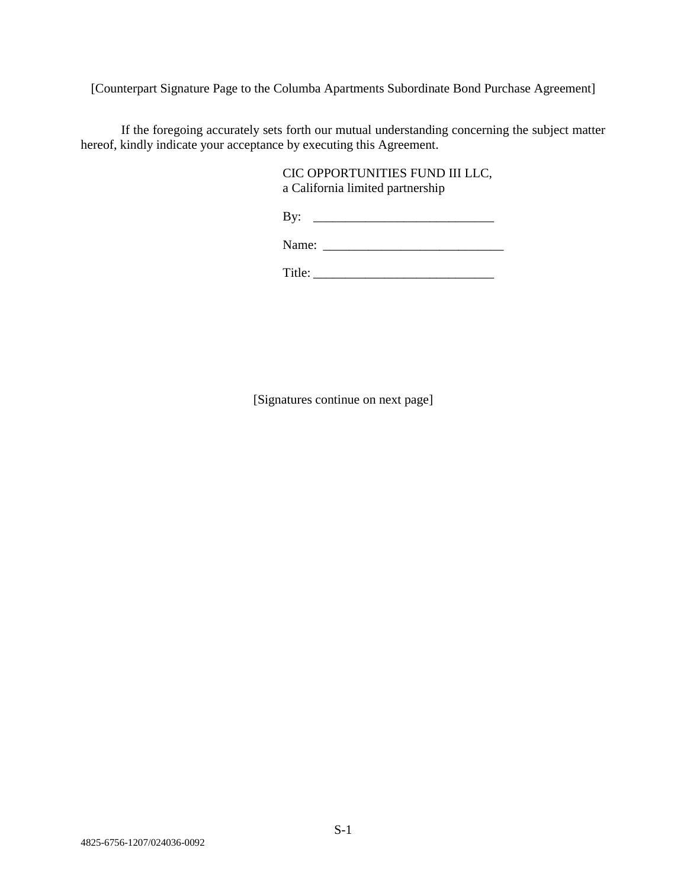[Counterpart Signature Page to the Columba Apartments Subordinate Bond Purchase Agreement]

If the foregoing accurately sets forth our mutual understanding concerning the subject matter hereof, kindly indicate your acceptance by executing this Agreement.

CIC OPPORTUNITIES FUND III LLC,
a California limited partnership

By: ____________________________

Name: ____________________________

Title: ____________________________

[Signatures continue on next page]

4825-6756-1207/024036-0092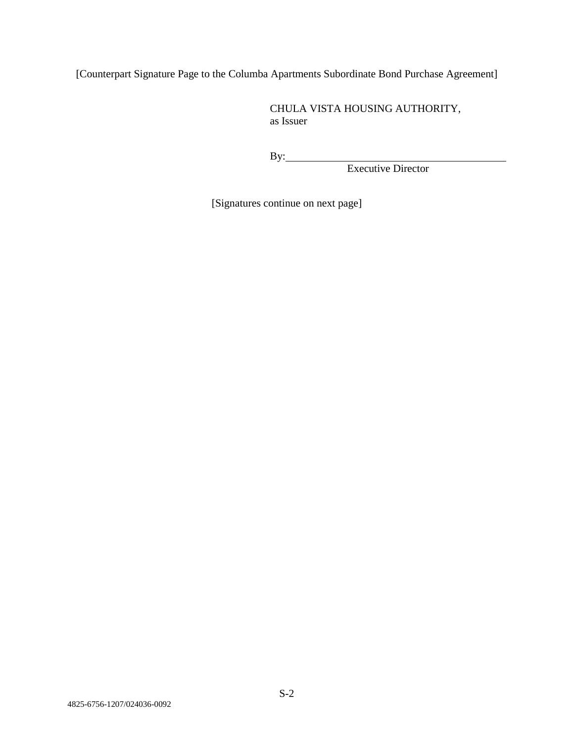[Counterpart Signature Page to the Columba Apartments Subordinate Bond Purchase Agreement]

CHULA VISTA HOUSING AUTHORITY,
as Issuer

By:\_\_\_\_\_\_\_\_\_\_\_\_\_\_\_\_\_\_\_\_\_\_\_\_\_\_\_\_\_\_\_\_\_\_\_\_\_\_\_\_
Executive Director

[Signatures continue on next page]

4825-6756-1207/024036-0092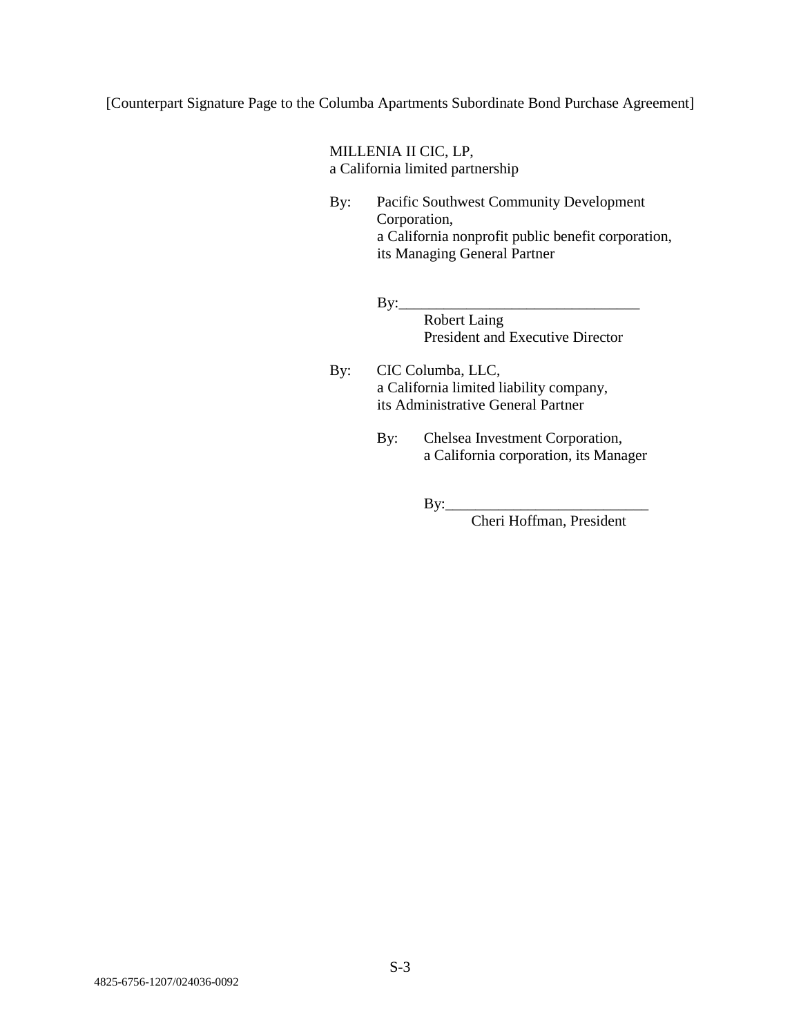[Counterpart Signature Page to the Columba Apartments Subordinate Bond Purchase Agreement]

MILLENIA II CIC, LP,
a California limited partnership

By: Pacific Southwest Community Development Corporation,
a California nonprofit public benefit corporation,
its Managing General Partner

By:________________________________
Robert Laing
President and Executive Director

By: CIC Columba, LLC,
a California limited liability company,
its Administrative General Partner

By: Chelsea Investment Corporation,
a California corporation, its Manager

By:__________________________
Cheri Hoffman, President

4825-6756-1207/024036-0092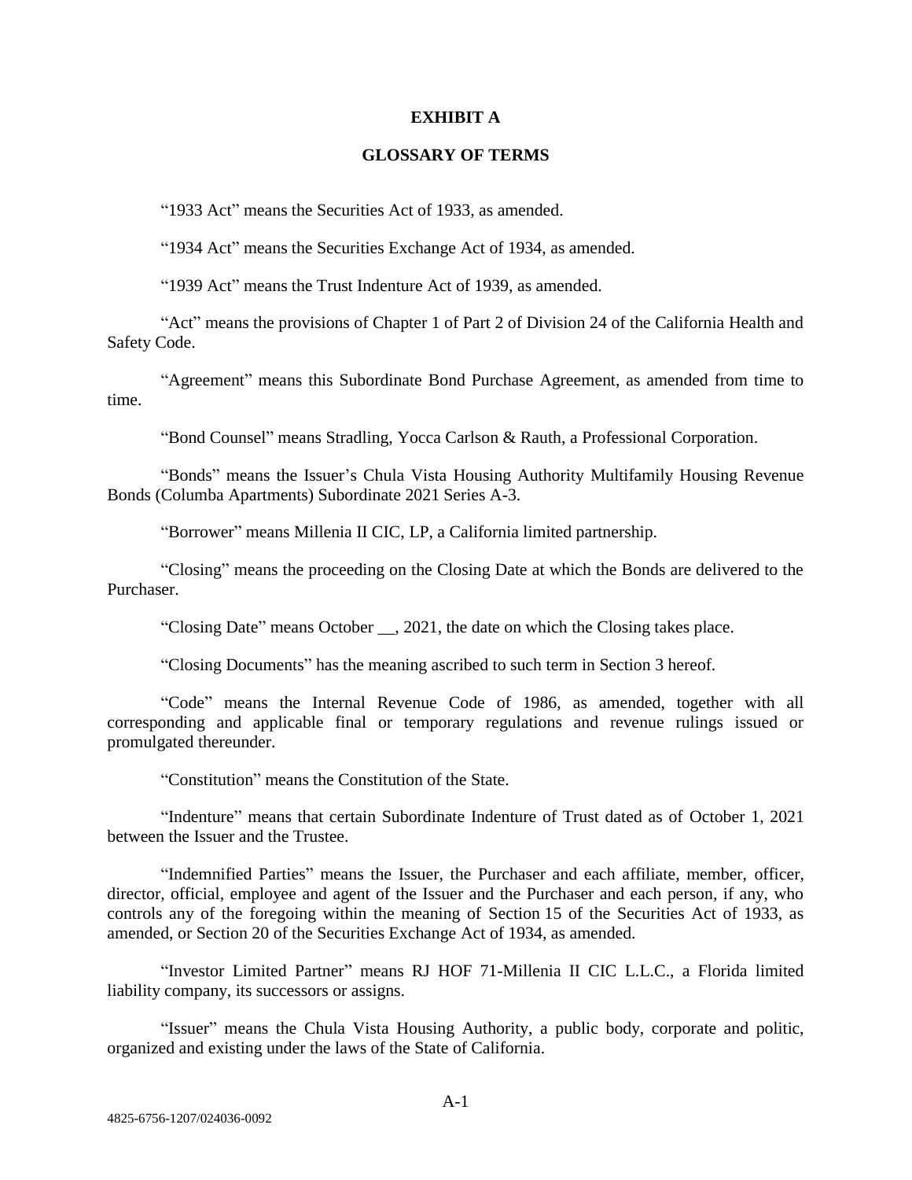# EXHIBIT A

## GLOSSARY OF TERMS

"1933 Act" means the Securities Act of 1933, as amended.

"1934 Act" means the Securities Exchange Act of 1934, as amended.

"1939 Act" means the Trust Indenture Act of 1939, as amended.

"Act" means the provisions of Chapter 1 of Part 2 of Division 24 of the California Health and Safety Code.

"Agreement" means this Subordinate Bond Purchase Agreement, as amended from time to time.

"Bond Counsel" means Stradling, Yocca Carlson & Rauth, a Professional Corporation.

"Bonds" means the Issuer's Chula Vista Housing Authority Multifamily Housing Revenue Bonds (Columba Apartments) Subordinate 2021 Series A-3.

"Borrower" means Millenia II CIC, LP, a California limited partnership.

"Closing" means the proceeding on the Closing Date at which the Bonds are delivered to the Purchaser.

"Closing Date" means October __, 2021, the date on which the Closing takes place.

"Closing Documents" has the meaning ascribed to such term in Section 3 hereof.

"Code" means the Internal Revenue Code of 1986, as amended, together with all corresponding and applicable final or temporary regulations and revenue rulings issued or promulgated thereunder.

"Constitution" means the Constitution of the State.

"Indenture" means that certain Subordinate Indenture of Trust dated as of October 1, 2021 between the Issuer and the Trustee.

"Indemnified Parties" means the Issuer, the Purchaser and each affiliate, member, officer, director, official, employee and agent of the Issuer and the Purchaser and each person, if any, who controls any of the foregoing within the meaning of Section 15 of the Securities Act of 1933, as amended, or Section 20 of the Securities Exchange Act of 1934, as amended.

"Investor Limited Partner" means RJ HOF 71-Millenia II CIC L.L.C., a Florida limited liability company, its successors or assigns.

"Issuer" means the Chula Vista Housing Authority, a public body, corporate and politic, organized and existing under the laws of the State of California.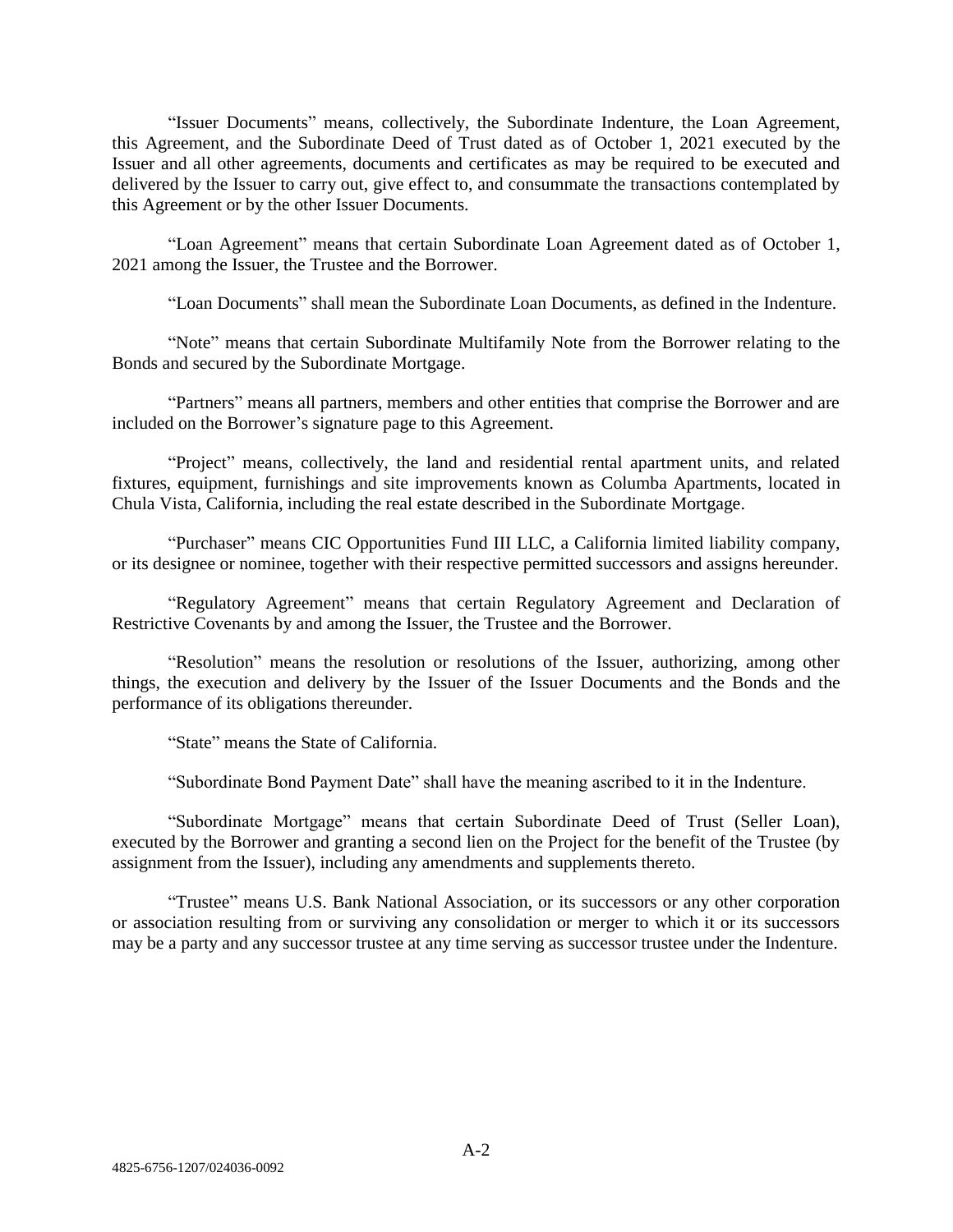"Issuer Documents" means, collectively, the Subordinate Indenture, the Loan Agreement, this Agreement, and the Subordinate Deed of Trust dated as of October 1, 2021 executed by the Issuer and all other agreements, documents and certificates as may be required to be executed and delivered by the Issuer to carry out, give effect to, and consummate the transactions contemplated by this Agreement or by the other Issuer Documents.

"Loan Agreement" means that certain Subordinate Loan Agreement dated as of October 1, 2021 among the Issuer, the Trustee and the Borrower.

"Loan Documents" shall mean the Subordinate Loan Documents, as defined in the Indenture.

"Note" means that certain Subordinate Multifamily Note from the Borrower relating to the Bonds and secured by the Subordinate Mortgage.

"Partners" means all partners, members and other entities that comprise the Borrower and are included on the Borrower's signature page to this Agreement.

"Project" means, collectively, the land and residential rental apartment units, and related fixtures, equipment, furnishings and site improvements known as Columba Apartments, located in Chula Vista, California, including the real estate described in the Subordinate Mortgage.

"Purchaser" means CIC Opportunities Fund III LLC, a California limited liability company, or its designee or nominee, together with their respective permitted successors and assigns hereunder.

"Regulatory Agreement" means that certain Regulatory Agreement and Declaration of Restrictive Covenants by and among the Issuer, the Trustee and the Borrower.

"Resolution" means the resolution or resolutions of the Issuer, authorizing, among other things, the execution and delivery by the Issuer of the Issuer Documents and the Bonds and the performance of its obligations thereunder.

"State" means the State of California.

"Subordinate Bond Payment Date" shall have the meaning ascribed to it in the Indenture.

"Subordinate Mortgage" means that certain Subordinate Deed of Trust (Seller Loan), executed by the Borrower and granting a second lien on the Project for the benefit of the Trustee (by assignment from the Issuer), including any amendments and supplements thereto.

"Trustee" means U.S. Bank National Association, or its successors or any other corporation or association resulting from or surviving any consolidation or merger to which it or its successors may be a party and any successor trustee at any time serving as successor trustee under the Indenture.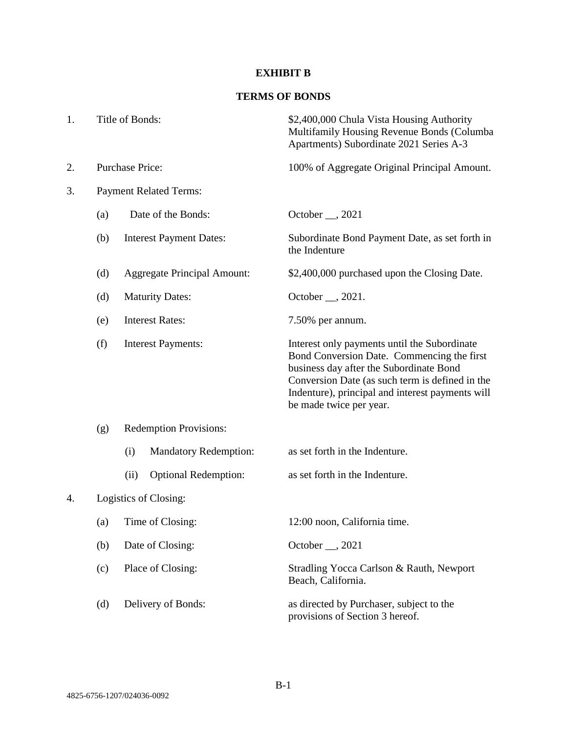**EXHIBIT B**

**TERMS OF BONDS**

1. Title of Bonds: $2,400,000 Chula Vista Housing Authority Multifamily Housing Revenue Bonds (Columba Apartments) Subordinate 2021 Series A-3

2. Purchase Price: 100% of Aggregate Original Principal Amount.

3. Payment Related Terms:

   (a) Date of the Bonds: October __, 2021

   (b) Interest Payment Dates: Subordinate Bond Payment Date, as set forth in the Indenture

   (d) Aggregate Principal Amount: $2,400,000 purchased upon the Closing Date.

   (d) Maturity Dates: October __, 2021.

   (e) Interest Rates: 7.50% per annum.

   (f) Interest Payments: Interest only payments until the Subordinate Bond Conversion Date. Commencing the first business day after the Subordinate Bond Conversion Date (as such term is defined in the Indenture), principal and interest payments will be made twice per year.

   (g) Redemption Provisions:

      (i) Mandatory Redemption: as set forth in the Indenture.

      (ii) Optional Redemption: as set forth in the Indenture.

4. Logistics of Closing:

   (a) Time of Closing: 12:00 noon, California time.

   (b) Date of Closing: October __, 2021

   (c) Place of Closing: Stradling Yocca Carlson & Rauth, Newport Beach, California.

   (d) Delivery of Bonds: as directed by Purchaser, subject to the provisions of Section 3 hereof.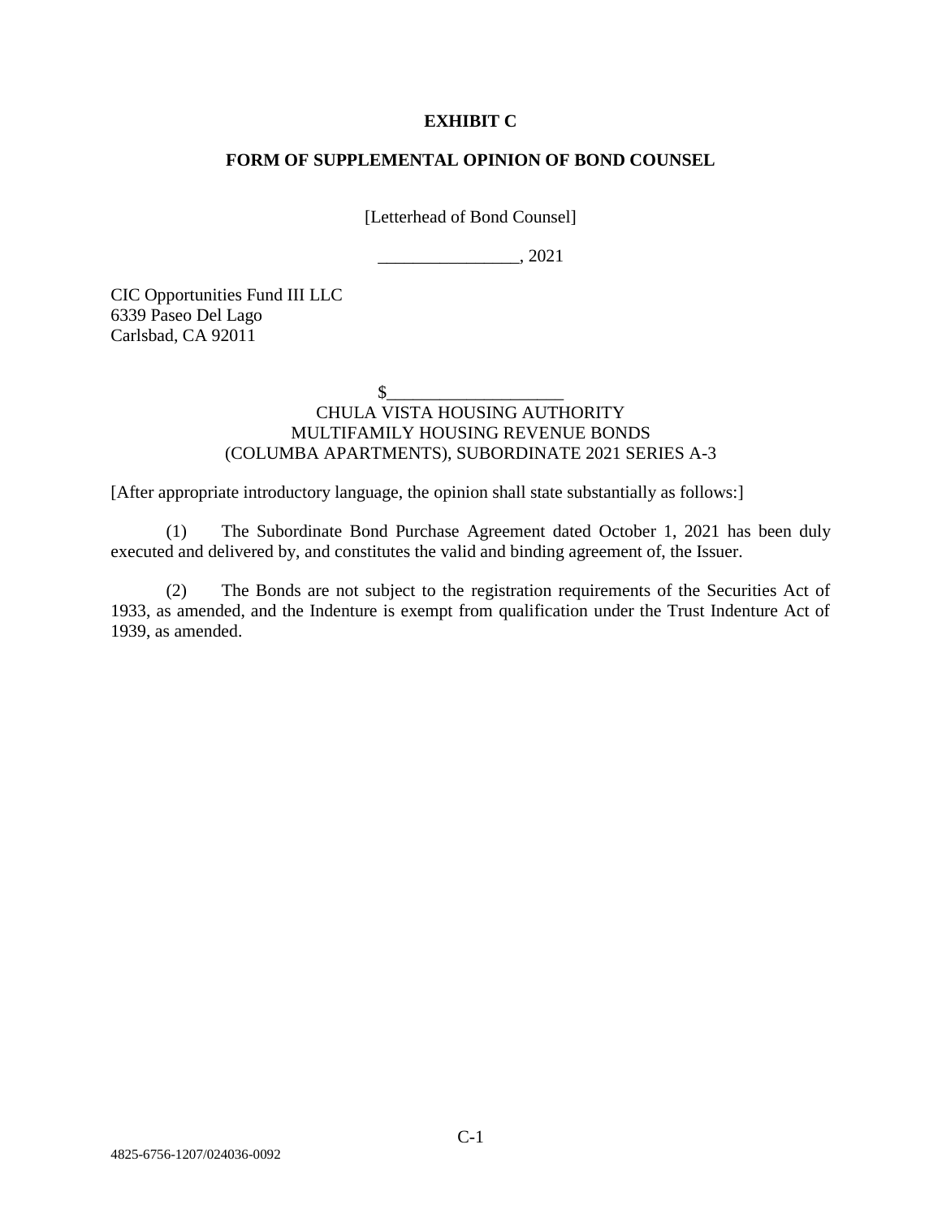# EXHIBIT C

## FORM OF SUPPLEMENTAL OPINION OF BOND COUNSEL

[Letterhead of Bond Counsel]

________________, 2021

CIC Opportunities Fund III LLC
6339 Paseo Del Lago
Carlsbad, CA 92011

$____________________
CHULA VISTA HOUSING AUTHORITY
MULTIFAMILY HOUSING REVENUE BONDS
(COLUMBA APARTMENTS), SUBORDINATE 2021 SERIES A-3

[After appropriate introductory language, the opinion shall state substantially as follows:]

(1) The Subordinate Bond Purchase Agreement dated October 1, 2021 has been duly executed and delivered by, and constitutes the valid and binding agreement of, the Issuer.

(2) The Bonds are not subject to the registration requirements of the Securities Act of 1933, as amended, and the Indenture is exempt from qualification under the Trust Indenture Act of 1939, as amended.

4825-6756-1207/024036-0092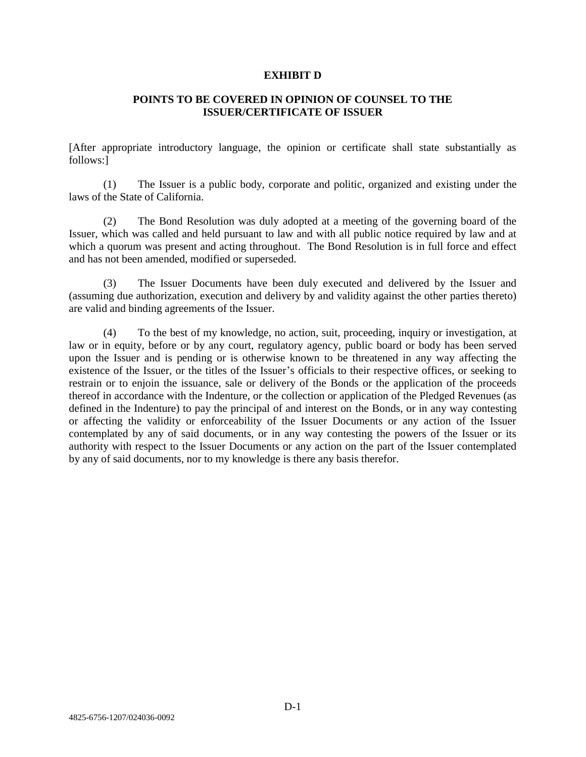# EXHIBIT D

## POINTS TO BE COVERED IN OPINION OF COUNSEL TO THE ISSUER/CERTIFICATE OF ISSUER

[After appropriate introductory language, the opinion or certificate shall state substantially as follows:]

(1) The Issuer is a public body, corporate and politic, organized and existing under the laws of the State of California.

(2) The Bond Resolution was duly adopted at a meeting of the governing board of the Issuer, which was called and held pursuant to law and with all public notice required by law and at which a quorum was present and acting throughout. The Bond Resolution is in full force and effect and has not been amended, modified or superseded.

(3) The Issuer Documents have been duly executed and delivered by the Issuer and (assuming due authorization, execution and delivery by and validity against the other parties thereto) are valid and binding agreements of the Issuer.

(4) To the best of my knowledge, no action, suit, proceeding, inquiry or investigation, at law or in equity, before or by any court, regulatory agency, public board or body has been served upon the Issuer and is pending or is otherwise known to be threatened in any way affecting the existence of the Issuer, or the titles of the Issuer's officials to their respective offices, or seeking to restrain or to enjoin the issuance, sale or delivery of the Bonds or the application of the proceeds thereof in accordance with the Indenture, or the collection or application of the Pledged Revenues (as defined in the Indenture) to pay the principal of and interest on the Bonds, or in any way contesting or affecting the validity or enforceability of the Issuer Documents or any action of the Issuer contemplated by any of said documents, or in any way contesting the powers of the Issuer or its authority with respect to the Issuer Documents or any action on the part of the Issuer contemplated by any of said documents, nor to my knowledge is there any basis therefor.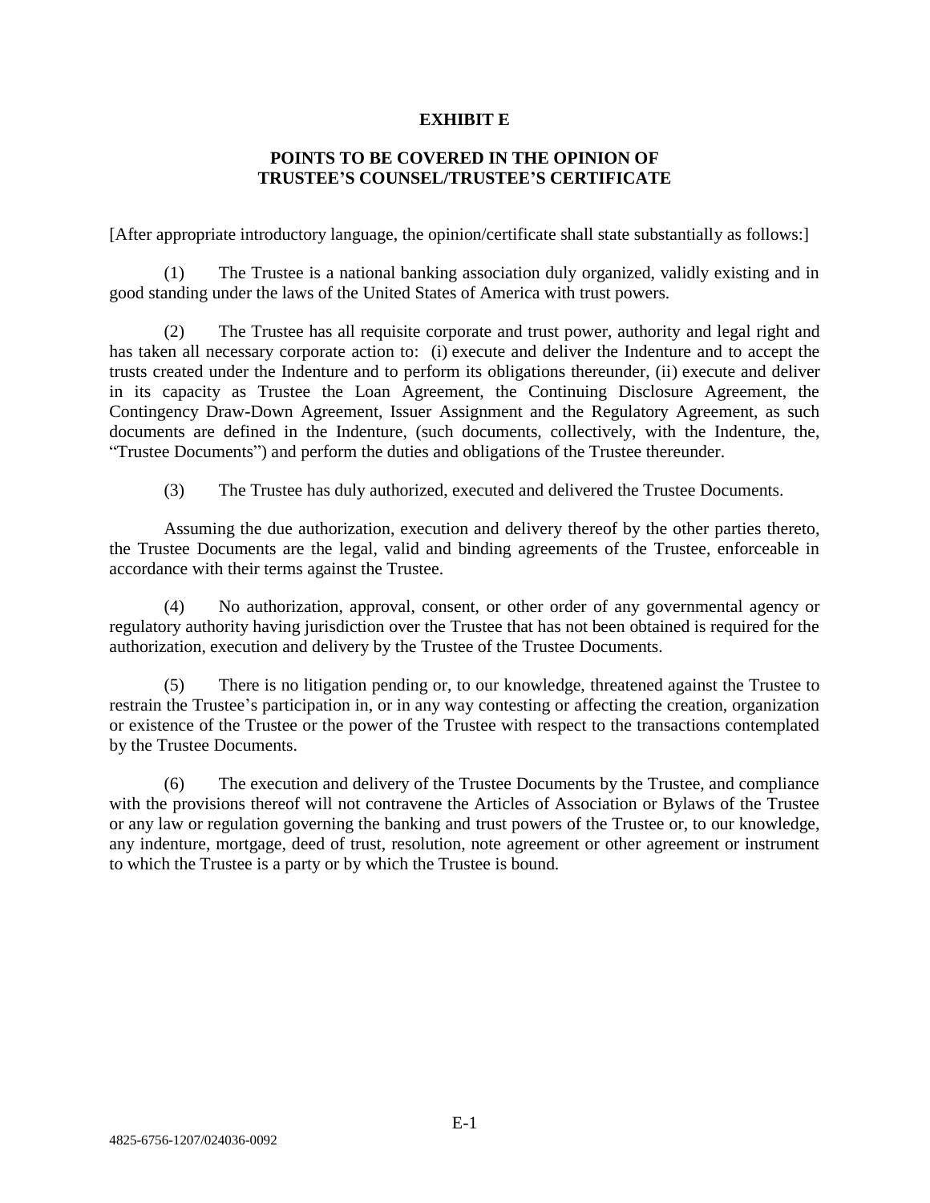# EXHIBIT E

## POINTS TO BE COVERED IN THE OPINION OF TRUSTEE'S COUNSEL/TRUSTEE'S CERTIFICATE

[After appropriate introductory language, the opinion/certificate shall state substantially as follows:]

(1) The Trustee is a national banking association duly organized, validly existing and in good standing under the laws of the United States of America with trust powers.

(2) The Trustee has all requisite corporate and trust power, authority and legal right and has taken all necessary corporate action to: (i) execute and deliver the Indenture and to accept the trusts created under the Indenture and to perform its obligations thereunder, (ii) execute and deliver in its capacity as Trustee the Loan Agreement, the Continuing Disclosure Agreement, the Contingency Draw-Down Agreement, Issuer Assignment and the Regulatory Agreement, as such documents are defined in the Indenture, (such documents, collectively, with the Indenture, the, "Trustee Documents") and perform the duties and obligations of the Trustee thereunder.

(3) The Trustee has duly authorized, executed and delivered the Trustee Documents.

Assuming the due authorization, execution and delivery thereof by the other parties thereto, the Trustee Documents are the legal, valid and binding agreements of the Trustee, enforceable in accordance with their terms against the Trustee.

(4) No authorization, approval, consent, or other order of any governmental agency or regulatory authority having jurisdiction over the Trustee that has not been obtained is required for the authorization, execution and delivery by the Trustee of the Trustee Documents.

(5) There is no litigation pending or, to our knowledge, threatened against the Trustee to restrain the Trustee's participation in, or in any way contesting or affecting the creation, organization or existence of the Trustee or the power of the Trustee with respect to the transactions contemplated by the Trustee Documents.

(6) The execution and delivery of the Trustee Documents by the Trustee, and compliance with the provisions thereof will not contravene the Articles of Association or Bylaws of the Trustee or any law or regulation governing the banking and trust powers of the Trustee or, to our knowledge, any indenture, mortgage, deed of trust, resolution, note agreement or other agreement or instrument to which the Trustee is a party or by which the Trustee is bound.